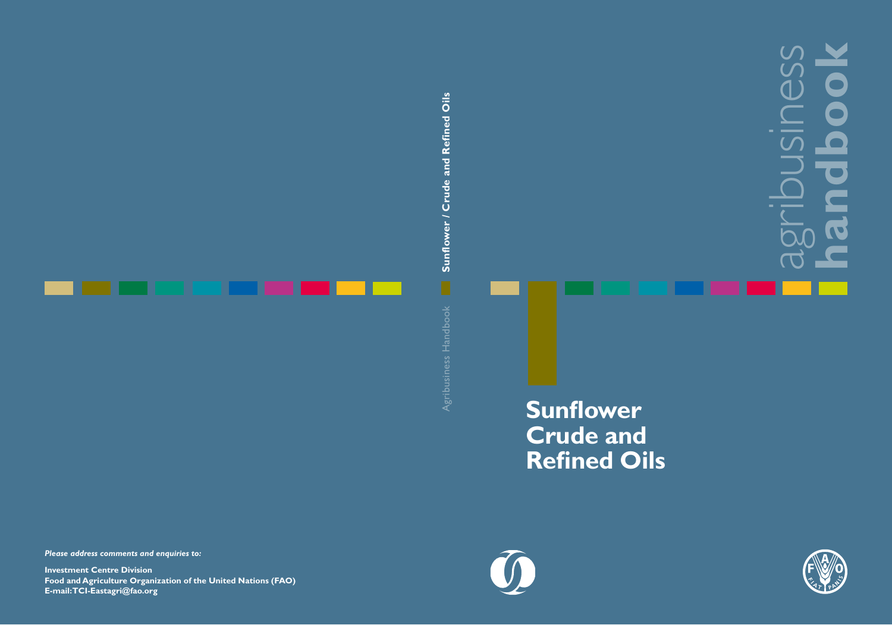agribusiness **handbook**

Sunflower / Crude and Refined Oils

Agribusiness Handbook

# Sunflower Crude and Refined Oils

***Please address comments and enquiries to:***

**Investment Centre Division**
**Food and Agriculture Organization of the United Nations (FAO)**
**E-mail:TCI-Eastagri@fao.org**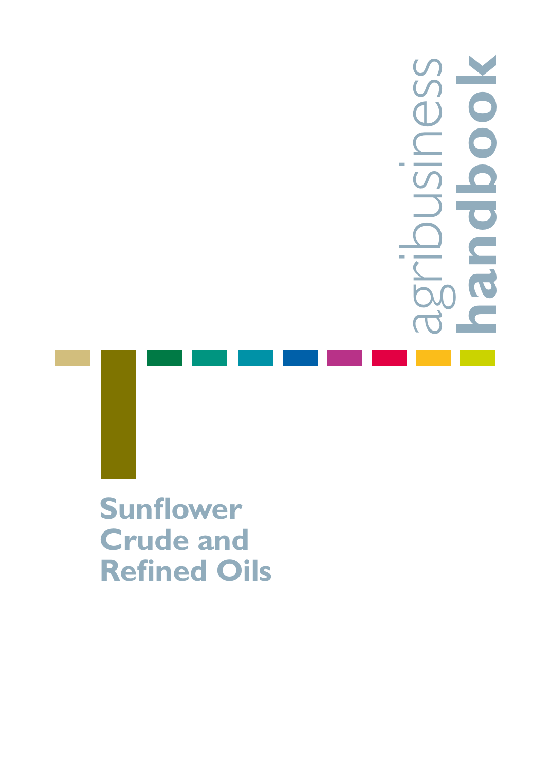agribusiness **handbook**

# Sunflower Crude and Refined Oils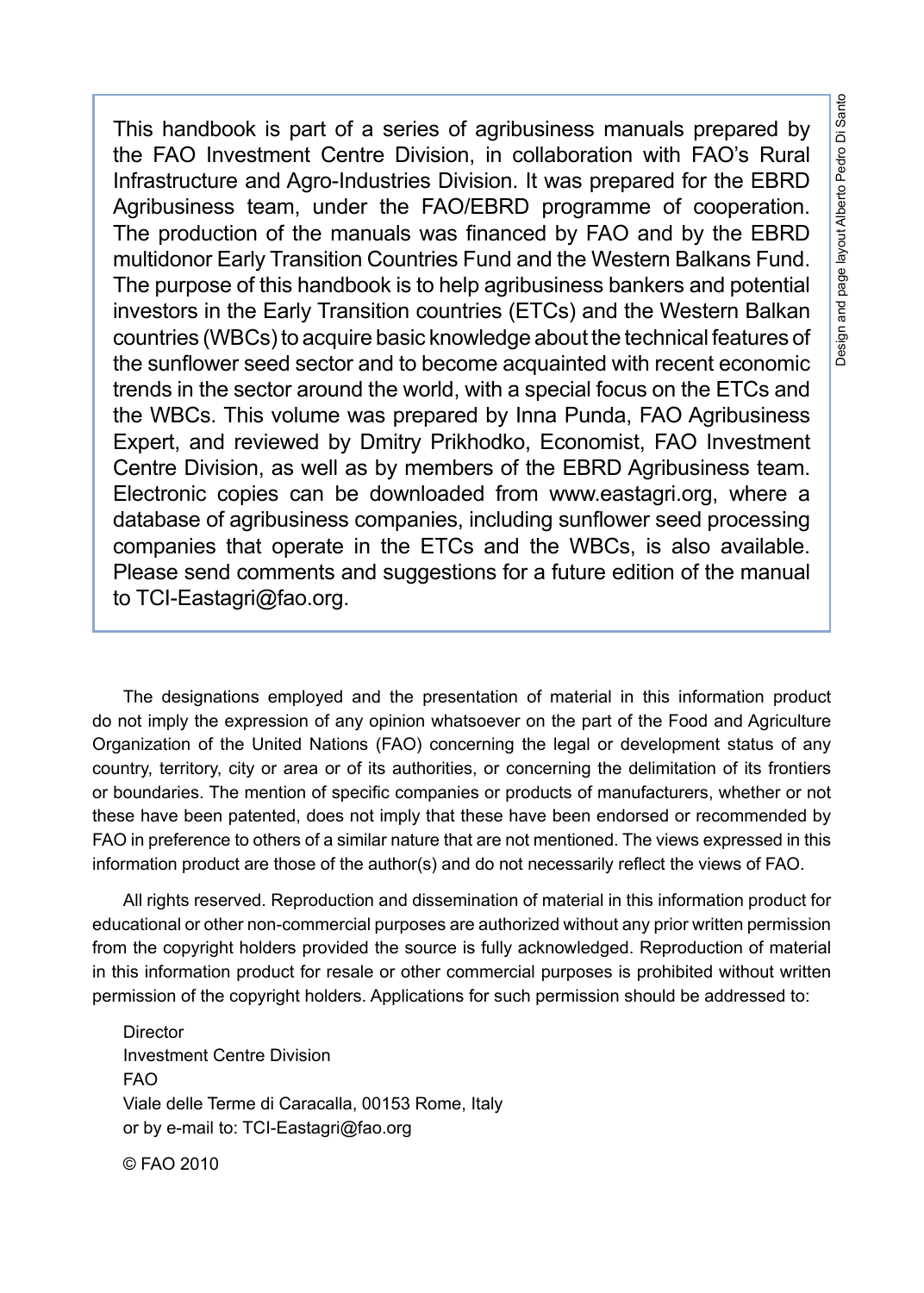This handbook is part of a series of agribusiness manuals prepared by the FAO Investment Centre Division, in collaboration with FAO's Rural Infrastructure and Agro-Industries Division. It was prepared for the EBRD Agribusiness team, under the FAO/EBRD programme of cooperation. The production of the manuals was financed by FAO and by the EBRD multidonor Early Transition Countries Fund and the Western Balkans Fund. The purpose of this handbook is to help agribusiness bankers and potential investors in the Early Transition countries (ETCs) and the Western Balkan countries (WBCs) to acquire basic knowledge about the technical features of the sunflower seed sector and to become acquainted with recent economic trends in the sector around the world, with a special focus on the ETCs and the WBCs. This volume was prepared by Inna Punda, FAO Agribusiness Expert, and reviewed by Dmitry Prikhodko, Economist, FAO Investment Centre Division, as well as by members of the EBRD Agribusiness team. Electronic copies can be downloaded from www.eastagri.org, where a database of agribusiness companies, including sunflower seed processing companies that operate in the ETCs and the WBCs, is also available. Please send comments and suggestions for a future edition of the manual to TCI-Eastagri@fao.org.

Design and page layout Alberto Pedro Di Santo

The designations employed and the presentation of material in this information product do not imply the expression of any opinion whatsoever on the part of the Food and Agriculture Organization of the United Nations (FAO) concerning the legal or development status of any country, territory, city or area or of its authorities, or concerning the delimitation of its frontiers or boundaries. The mention of specific companies or products of manufacturers, whether or not these have been patented, does not imply that these have been endorsed or recommended by FAO in preference to others of a similar nature that are not mentioned. The views expressed in this information product are those of the author(s) and do not necessarily reflect the views of FAO.

All rights reserved. Reproduction and dissemination of material in this information product for educational or other non-commercial purposes are authorized without any prior written permission from the copyright holders provided the source is fully acknowledged. Reproduction of material in this information product for resale or other commercial purposes is prohibited without written permission of the copyright holders. Applications for such permission should be addressed to:

Director  
Investment Centre Division  
FAO  
Viale delle Terme di Caracalla, 00153 Rome, Italy  
or by e-mail to: TCI-Eastagri@fao.org

© FAO 2010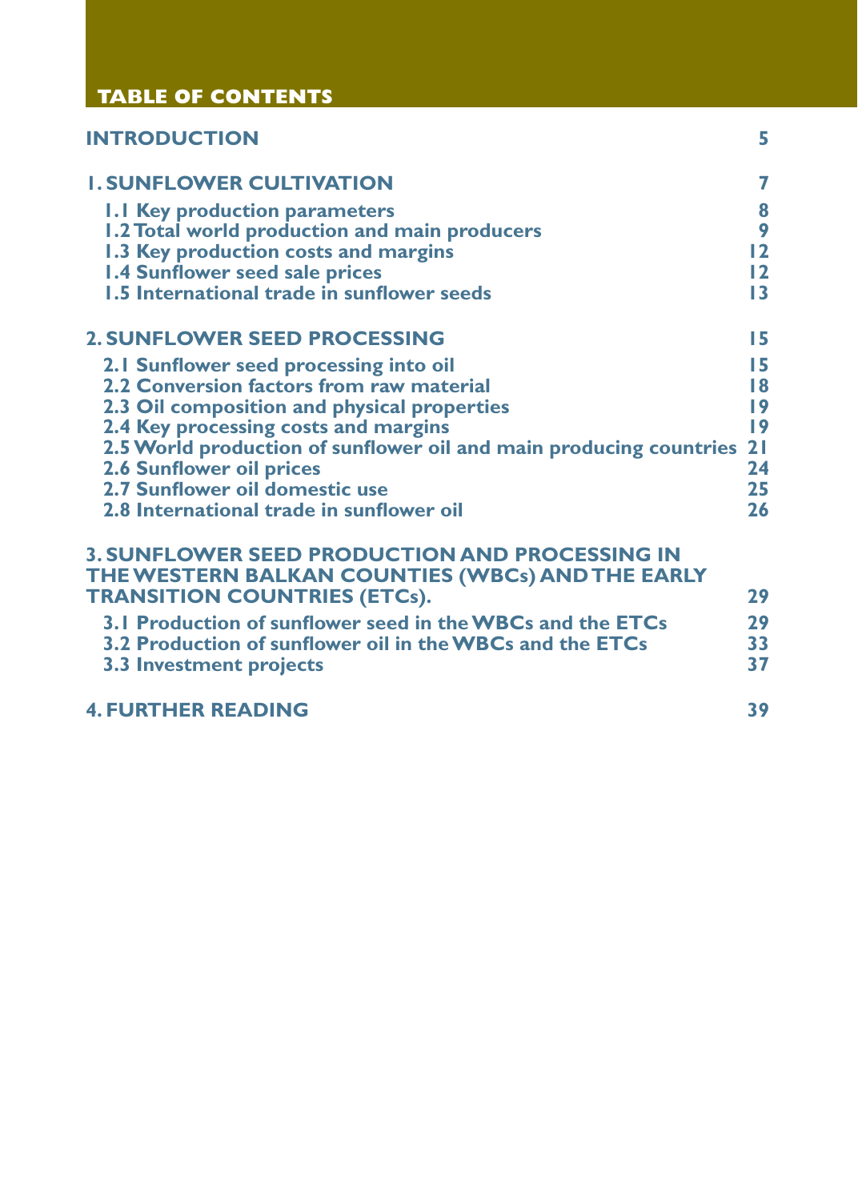# TABLE OF CONTENTS

| | |
|---|---|
| **INTRODUCTION** | **5** |
| **1. SUNFLOWER CULTIVATION** | **7** |
| 1.1 Key production parameters | 8 |
| 1.2 Total world production and main producers | 9 |
| 1.3 Key production costs and margins | 12 |
| 1.4 Sunflower seed sale prices | 12 |
| 1.5 International trade in sunflower seeds | 13 |
| **2. SUNFLOWER SEED PROCESSING** | **15** |
| 2.1 Sunflower seed processing into oil | 15 |
| 2.2 Conversion factors from raw material | 18 |
| 2.3 Oil composition and physical properties | 19 |
| 2.4 Key processing costs and margins | 19 |
| 2.5 World production of sunflower oil and main producing countries | 21 |
| 2.6 Sunflower oil prices | 24 |
| 2.7 Sunflower oil domestic use | 25 |
| 2.8 International trade in sunflower oil | 26 |
| **3. SUNFLOWER SEED PRODUCTION AND PROCESSING IN THE WESTERN BALKAN COUNTIES (WBCs) AND THE EARLY TRANSITION COUNTRIES (ETCs).** | **29** |
| 3.1 Production of sunflower seed in the WBCs and the ETCs | 29 |
| 3.2 Production of sunflower oil in the WBCs and the ETCs | 33 |
| 3.3 Investment projects | 37 |
| **4. FURTHER READING** | **39** |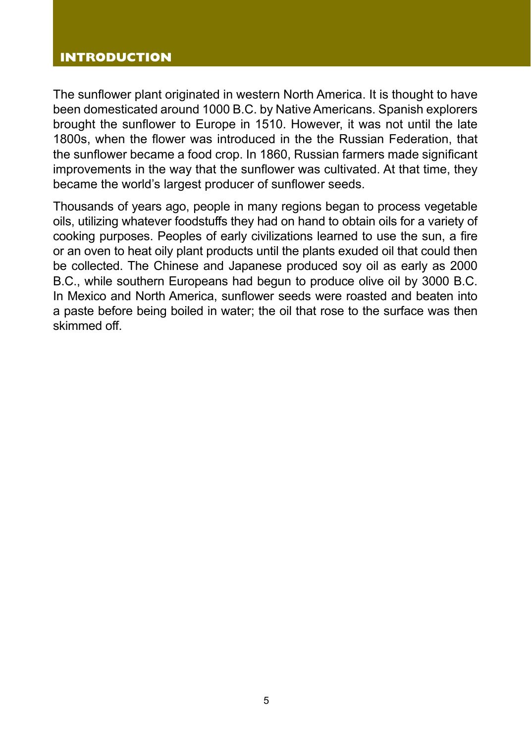# INTRODUCTION

The sunflower plant originated in western North America. It is thought to have been domesticated around 1000 B.C. by Native Americans. Spanish explorers brought the sunflower to Europe in 1510. However, it was not until the late 1800s, when the flower was introduced in the the Russian Federation, that the sunflower became a food crop. In 1860, Russian farmers made significant improvements in the way that the sunflower was cultivated. At that time, they became the world's largest producer of sunflower seeds.

Thousands of years ago, people in many regions began to process vegetable oils, utilizing whatever foodstuffs they had on hand to obtain oils for a variety of cooking purposes. Peoples of early civilizations learned to use the sun, a fire or an oven to heat oily plant products until the plants exuded oil that could then be collected. The Chinese and Japanese produced soy oil as early as 2000 B.C., while southern Europeans had begun to produce olive oil by 3000 B.C. In Mexico and North America, sunflower seeds were roasted and beaten into a paste before being boiled in water; the oil that rose to the surface was then skimmed off.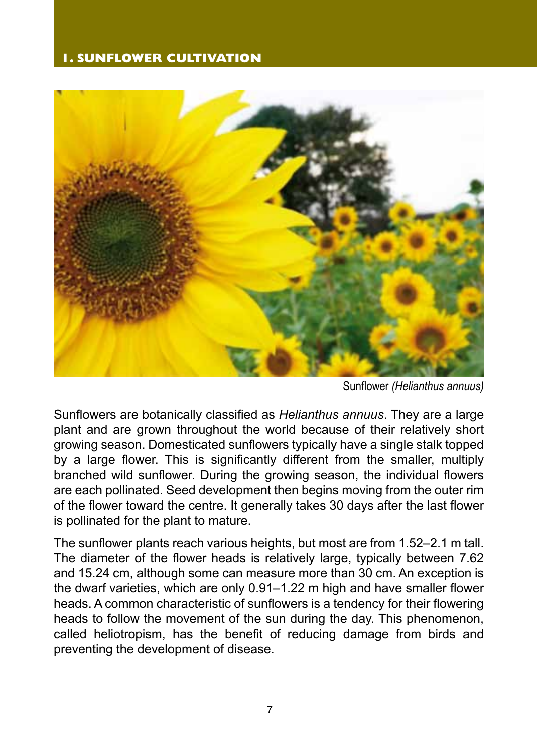# 1. SUNFLOWER CULTIVATION

Sunflower *(Helianthus annuus)*

Sunflowers are botanically classified as *Helianthus annuus*. They are a large plant and are grown throughout the world because of their relatively short growing season. Domesticated sunflowers typically have a single stalk topped by a large flower. This is significantly different from the smaller, multiply branched wild sunflower. During the growing season, the individual flowers are each pollinated. Seed development then begins moving from the outer rim of the flower toward the centre. It generally takes 30 days after the last flower is pollinated for the plant to mature.

The sunflower plants reach various heights, but most are from 1.52–2.1 m tall. The diameter of the flower heads is relatively large, typically between 7.62 and 15.24 cm, although some can measure more than 30 cm. An exception is the dwarf varieties, which are only 0.91–1.22 m high and have smaller flower heads. A common characteristic of sunflowers is a tendency for their flowering heads to follow the movement of the sun during the day. This phenomenon, called heliotropism, has the benefit of reducing damage from birds and preventing the development of disease.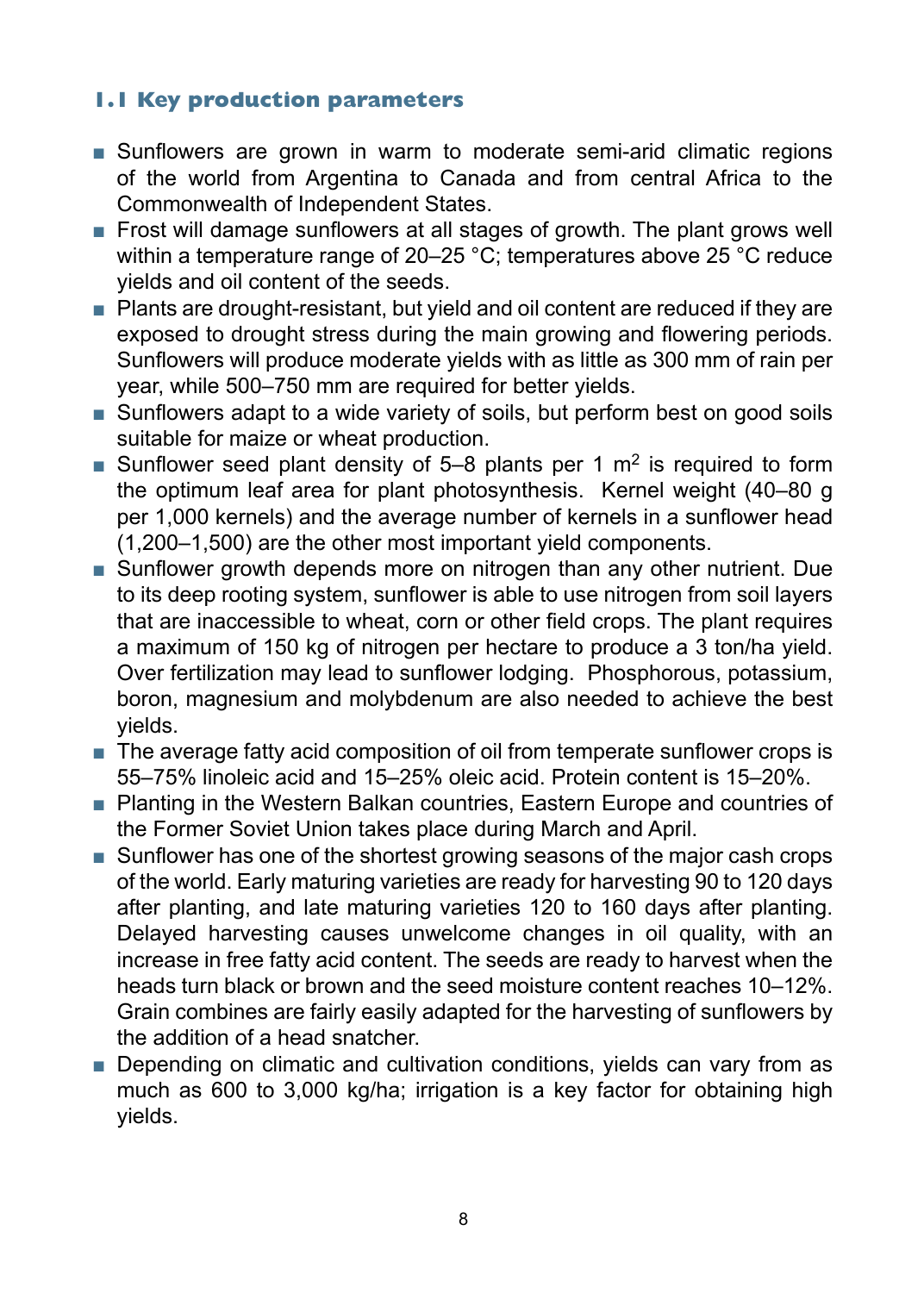## 1.1 Key production parameters

- Sunflowers are grown in warm to moderate semi-arid climatic regions of the world from Argentina to Canada and from central Africa to the Commonwealth of Independent States.
- Frost will damage sunflowers at all stages of growth. The plant grows well within a temperature range of 20–25 °C; temperatures above 25 °C reduce yields and oil content of the seeds.
- Plants are drought-resistant, but yield and oil content are reduced if they are exposed to drought stress during the main growing and flowering periods. Sunflowers will produce moderate yields with as little as 300 mm of rain per year, while 500–750 mm are required for better yields.
- Sunflowers adapt to a wide variety of soils, but perform best on good soils suitable for maize or wheat production.
- Sunflower seed plant density of 5–8 plants per 1 $m^2$ is required to form the optimum leaf area for plant photosynthesis. Kernel weight (40–80 g per 1,000 kernels) and the average number of kernels in a sunflower head (1,200–1,500) are the other most important yield components.
- Sunflower growth depends more on nitrogen than any other nutrient. Due to its deep rooting system, sunflower is able to use nitrogen from soil layers that are inaccessible to wheat, corn or other field crops. The plant requires a maximum of 150 kg of nitrogen per hectare to produce a 3 ton/ha yield. Over fertilization may lead to sunflower lodging. Phosphorous, potassium, boron, magnesium and molybdenum are also needed to achieve the best yields.
- The average fatty acid composition of oil from temperate sunflower crops is 55–75% linoleic acid and 15–25% oleic acid. Protein content is 15–20%.
- Planting in the Western Balkan countries, Eastern Europe and countries of the Former Soviet Union takes place during March and April.
- Sunflower has one of the shortest growing seasons of the major cash crops of the world. Early maturing varieties are ready for harvesting 90 to 120 days after planting, and late maturing varieties 120 to 160 days after planting. Delayed harvesting causes unwelcome changes in oil quality, with an increase in free fatty acid content. The seeds are ready to harvest when the heads turn black or brown and the seed moisture content reaches 10–12%. Grain combines are fairly easily adapted for the harvesting of sunflowers by the addition of a head snatcher.
- Depending on climatic and cultivation conditions, yields can vary from as much as 600 to 3,000 kg/ha; irrigation is a key factor for obtaining high yields.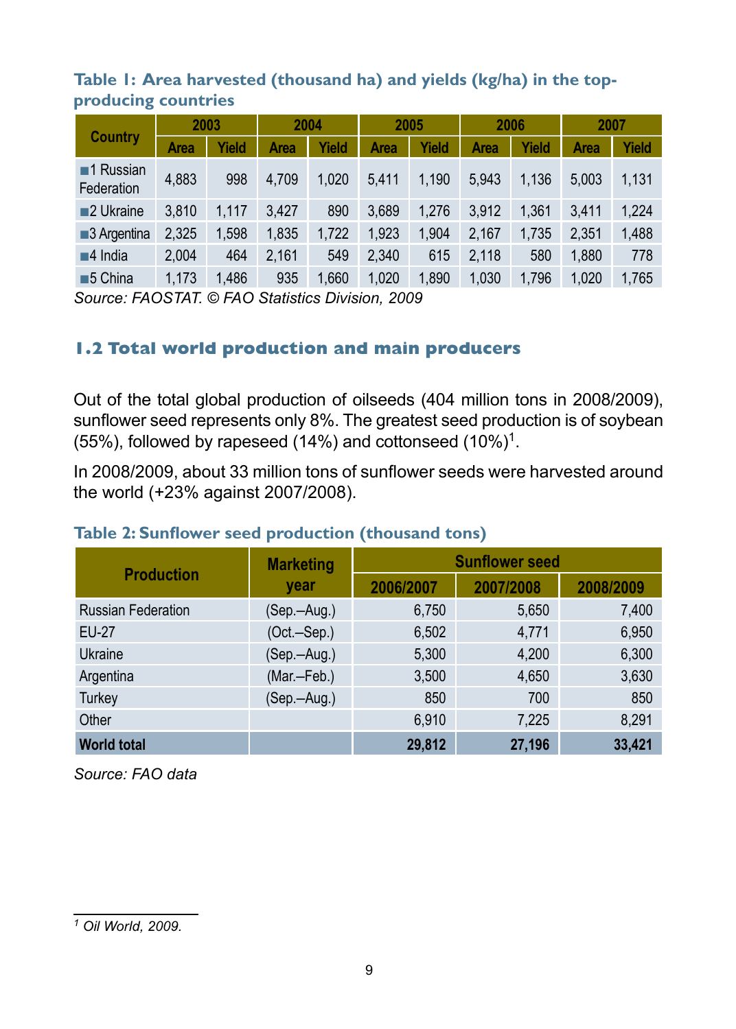**Table 1: Area harvested (thousand ha) and yields (kg/ha) in the top-producing countries**

| Country | 2003 | | 2004 | | 2005 | | 2006 | | 2007 | |
|---|---|---|---|---|---|---|---|---|---|---|
| | Area | Yield | Area | Yield | Area | Yield | Area | Yield | Area | Yield |
| ■1 Russian Federation | 4,883 | 998 | 4,709 | 1,020 | 5,411 | 1,190 | 5,943 | 1,136 | 5,003 | 1,131 |
| ■2 Ukraine | 3,810 | 1,117 | 3,427 | 890 | 3,689 | 1,276 | 3,912 | 1,361 | 3,411 | 1,224 |
| ■3 Argentina | 2,325 | 1,598 | 1,835 | 1,722 | 1,923 | 1,904 | 2,167 | 1,735 | 2,351 | 1,488 |
| ■4 India | 2,004 | 464 | 2,161 | 549 | 2,340 | 615 | 2,118 | 580 | 1,880 | 778 |
| ■5 China | 1,173 | 1,486 | 935 | 1,660 | 1,020 | 1,890 | 1,030 | 1,796 | 1,020 | 1,765 |

*Source: FAOSTAT. © FAO Statistics Division, 2009*

## 1.2 Total world production and main producers

Out of the total global production of oilseeds (404 million tons in 2008/2009), sunflower seed represents only 8%. The greatest seed production is of soybean (55%), followed by rapeseed (14%) and cottonseed (10%)[1].

In 2008/2009, about 33 million tons of sunflower seeds were harvested around the world (+23% against 2007/2008).

**Table 2: Sunflower seed production (thousand tons)**

| Production | Marketing year | Sunflower seed | | |
|---|---|---|---|---|
| | | 2006/2007 | 2007/2008 | 2008/2009 |
| Russian Federation | (Sep.–Aug.) | 6,750 | 5,650 | 7,400 |
| EU-27 | (Oct.–Sep.) | 6,502 | 4,771 | 6,950 |
| Ukraine | (Sep.–Aug.) | 5,300 | 4,200 | 6,300 |
| Argentina | (Mar.–Feb.) | 3,500 | 4,650 | 3,630 |
| Turkey | (Sep.–Aug.) | 850 | 700 | 850 |
| Other | | 6,910 | 7,225 | 8,291 |
| **World total** | | **29,812** | **27,196** | **33,421** |

*Source: FAO data*

[1] *Oil World, 2009.*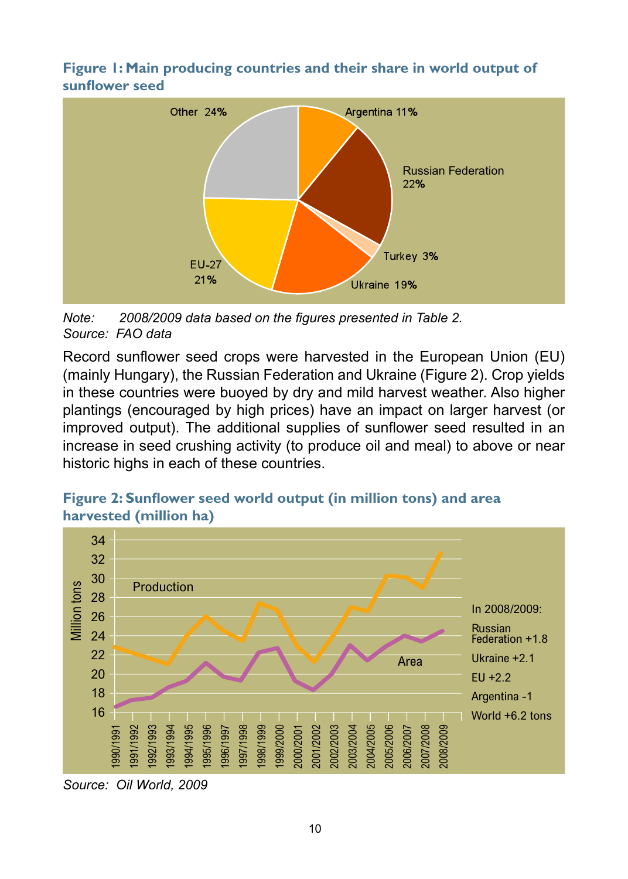**Figure 1: Main producing countries and their share in world output of sunflower seed**

*Note: 2008/2009 data based on the figures presented in Table 2.*
*Source: FAO data*

Record sunflower seed crops were harvested in the European Union (EU) (mainly Hungary), the Russian Federation and Ukraine (Figure 2). Crop yields in these countries were buoyed by dry and mild harvest weather. Also higher plantings (encouraged by high prices) have an impact on larger harvest (or improved output). The additional supplies of sunflower seed resulted in an increase in seed crushing activity (to produce oil and meal) to above or near historic highs in each of these countries.

**Figure 2: Sunflower seed world output (in million tons) and area harvested (million ha)**

*Source: Oil World, 2009*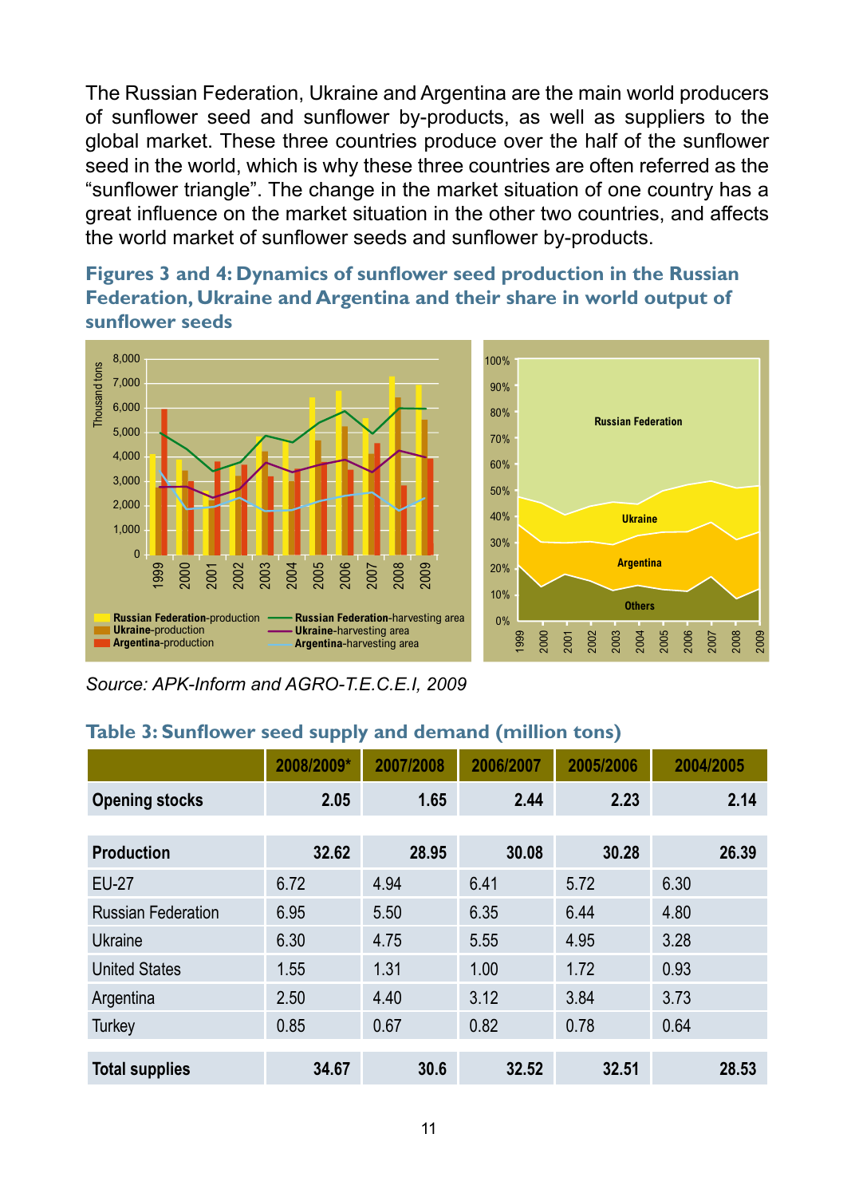The Russian Federation, Ukraine and Argentina are the main world producers of sunflower seed and sunflower by-products, as well as suppliers to the global market. These three countries produce over the half of the sunflower seed in the world, which is why these three countries are often referred as the "sunflower triangle". The change in the market situation of one country has a great influence on the market situation in the other two countries, and affects the world market of sunflower seeds and sunflower by-products.

### Figures 3 and 4: Dynamics of sunflower seed production in the Russian Federation, Ukraine and Argentina and their share in world output of sunflower seeds

*Source: APK-Inform and AGRO-T.E.C.E.I, 2009*

### Table 3: Sunflower seed supply and demand (million tons)

| | 2008/2009* | 2007/2008 | 2006/2007 | 2005/2006 | 2004/2005 |
|---|---|---|---|---|---|
| **Opening stocks** | **2.05** | **1.65** | **2.44** | **2.23** | **2.14** |
| **Production** | **32.62** | **28.95** | **30.08** | **30.28** | **26.39** |
| EU-27 | 6.72 | 4.94 | 6.41 | 5.72 | 6.30 |
| Russian Federation | 6.95 | 5.50 | 6.35 | 6.44 | 4.80 |
| Ukraine | 6.30 | 4.75 | 5.55 | 4.95 | 3.28 |
| United States | 1.55 | 1.31 | 1.00 | 1.72 | 0.93 |
| Argentina | 2.50 | 4.40 | 3.12 | 3.84 | 3.73 |
| Turkey | 0.85 | 0.67 | 0.82 | 0.78 | 0.64 |
| **Total supplies** | **34.67** | **30.6** | **32.52** | **32.51** | **28.53** |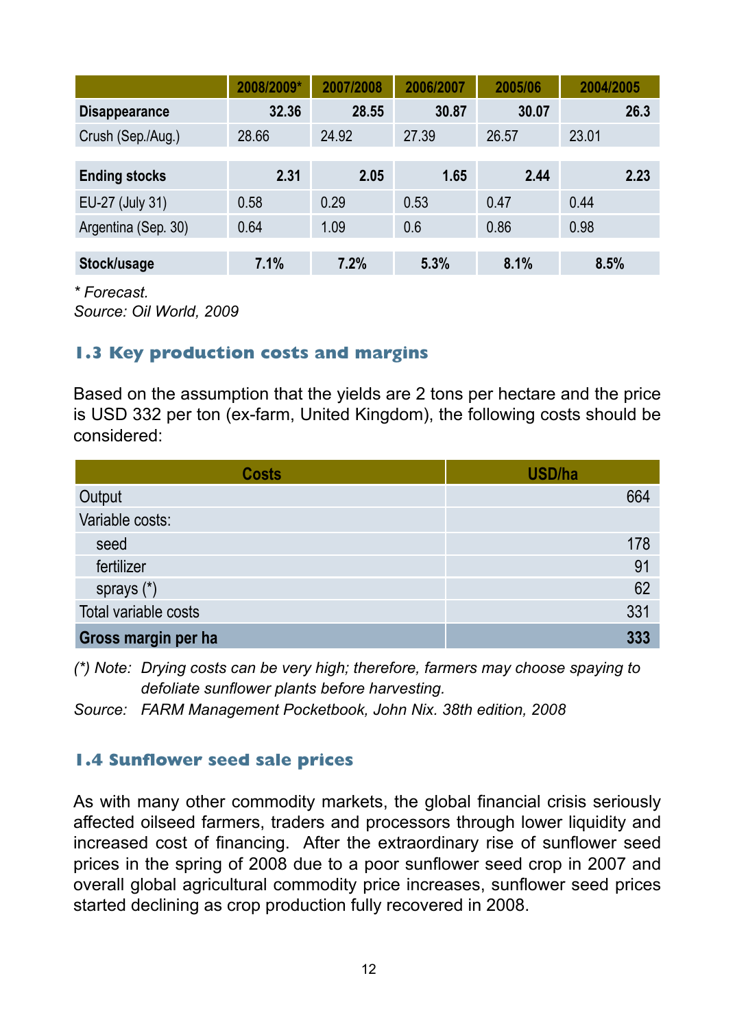| | 2008/2009* | 2007/2008 | 2006/2007 | 2005/06 | 2004/2005 |
|---|---|---|---|---|---|
| **Disappearance** | **32.36** | **28.55** | **30.87** | **30.07** | **26.3** |
| Crush (Sep./Aug.) | 28.66 | 24.92 | 27.39 | 26.57 | 23.01 |
| | | | | | |
| **Ending stocks** | **2.31** | **2.05** | **1.65** | **2.44** | **2.23** |
| EU-27 (July 31) | 0.58 | 0.29 | 0.53 | 0.47 | 0.44 |
| Argentina (Sep. 30) | 0.64 | 1.09 | 0.6 | 0.86 | 0.98 |
| | | | | | |
| **Stock/usage** | **7.1%** | **7.2%** | **5.3%** | **8.1%** | **8.5%** |

*\* Forecast.*
*Source: Oil World, 2009*

## 1.3 Key production costs and margins

Based on the assumption that the yields are 2 tons per hectare and the price is USD 332 per ton (ex-farm, United Kingdom), the following costs should be considered:

| Costs | USD/ha |
|---|---|
| Output | 664 |
| Variable costs: | |
| seed | 178 |
| fertilizer | 91 |
| sprays (*) | 62 |
| Total variable costs | 331 |
| **Gross margin per ha** | **333** |

*(\*) Note: Drying costs can be very high; therefore, farmers may choose spaying to defoliate sunflower plants before harvesting.*
*Source: FARM Management Pocketbook, John Nix. 38th edition, 2008*

## 1.4 Sunflower seed sale prices

As with many other commodity markets, the global financial crisis seriously affected oilseed farmers, traders and processors through lower liquidity and increased cost of financing. After the extraordinary rise of sunflower seed prices in the spring of 2008 due to a poor sunflower seed crop in 2007 and overall global agricultural commodity price increases, sunflower seed prices started declining as crop production fully recovered in 2008.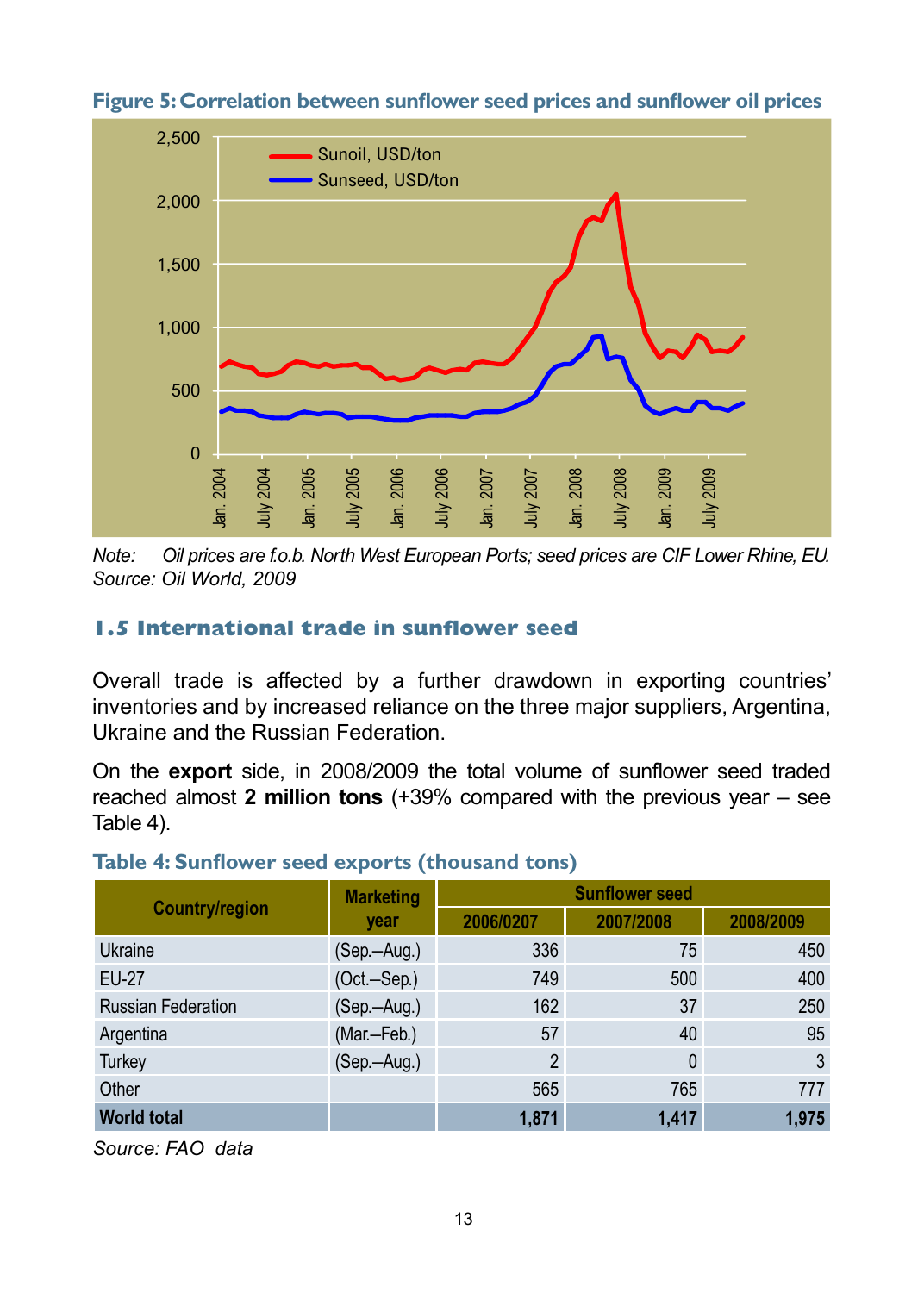**Figure 5: Correlation between sunflower seed prices and sunflower oil prices**

*Note: Oil prices are f.o.b. North West European Ports; seed prices are CIF Lower Rhine, EU.*
*Source: Oil World, 2009*

## 1.5 International trade in sunflower seed

Overall trade is affected by a further drawdown in exporting countries' inventories and by increased reliance on the three major suppliers, Argentina, Ukraine and the Russian Federation.

On the **export** side, in 2008/2009 the total volume of sunflower seed traded reached almost **2 million tons** (+39% compared with the previous year – see Table 4).

**Table 4: Sunflower seed exports (thousand tons)**

| Country/region | Marketing year | Sunflower seed | | |
|---|---|---|---|---|
| | | 2006/0207 | 2007/2008 | 2008/2009 |
| Ukraine | (Sep.–Aug.) | 336 | 75 | 450 |
| EU-27 | (Oct.–Sep.) | 749 | 500 | 400 |
| Russian Federation | (Sep.–Aug.) | 162 | 37 | 250 |
| Argentina | (Mar.–Feb.) | 57 | 40 | 95 |
| Turkey | (Sep.–Aug.) | 2 | 0 | 3 |
| Other | | 565 | 765 | 777 |
| **World total** | | **1,871** | **1,417** | **1,975** |

*Source: FAO data*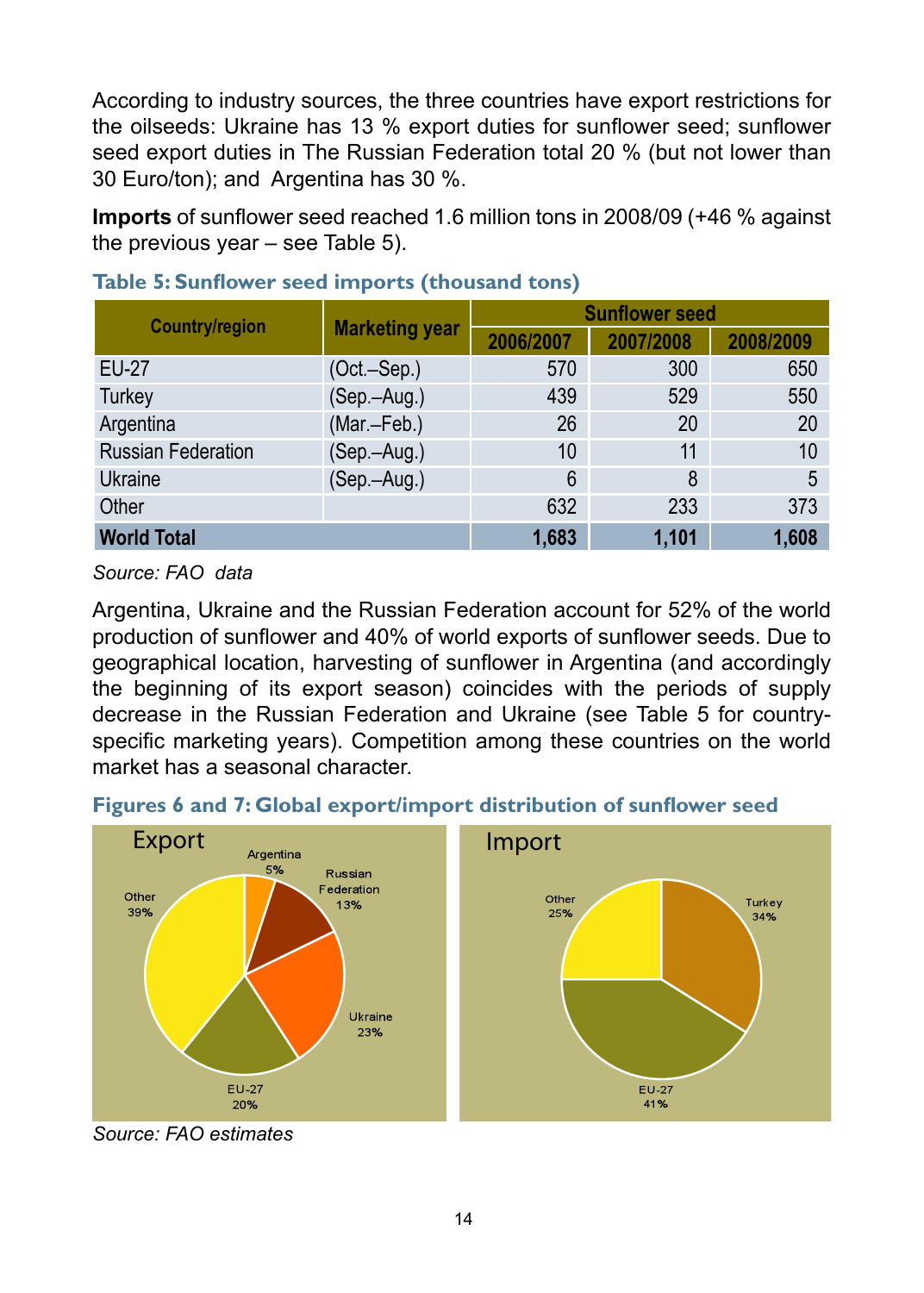According to industry sources, the three countries have export restrictions for the oilseeds: Ukraine has 13 % export duties for sunflower seed; sunflower seed export duties in The Russian Federation total 20 % (but not lower than 30 Euro/ton); and Argentina has 30 %.

**Imports** of sunflower seed reached 1.6 million tons in 2008/09 (+46 % against the previous year – see Table 5).

**Table 5: Sunflower seed imports (thousand tons)**

| Country/region | Marketing year | Sunflower seed | | |
|---|---|---|---|---|
| | | 2006/2007 | 2007/2008 | 2008/2009 |
| EU-27 | (Oct.–Sep.) | 570 | 300 | 650 |
| Turkey | (Sep.–Aug.) | 439 | 529 | 550 |
| Argentina | (Mar.–Feb.) | 26 | 20 | 20 |
| Russian Federation | (Sep.–Aug.) | 10 | 11 | 10 |
| Ukraine | (Sep.–Aug.) | 6 | 8 | 5 |
| Other | | 632 | 233 | 373 |
| **World Total** | | **1,683** | **1,101** | **1,608** |

*Source: FAO data*

Argentina, Ukraine and the Russian Federation account for 52% of the world production of sunflower and 40% of world exports of sunflower seeds. Due to geographical location, harvesting of sunflower in Argentina (and accordingly the beginning of its export season) coincides with the periods of supply decrease in the Russian Federation and Ukraine (see Table 5 for country-specific marketing years). Competition among these countries on the world market has a seasonal character.

**Figures 6 and 7: Global export/import distribution of sunflower seed**

Export: Argentina 5%, Russian Federation 13%, Ukraine 23%, EU-27 20%, Other 39%

Import: Turkey 34%, EU-27 41%, Other 25%

*Source: FAO estimates*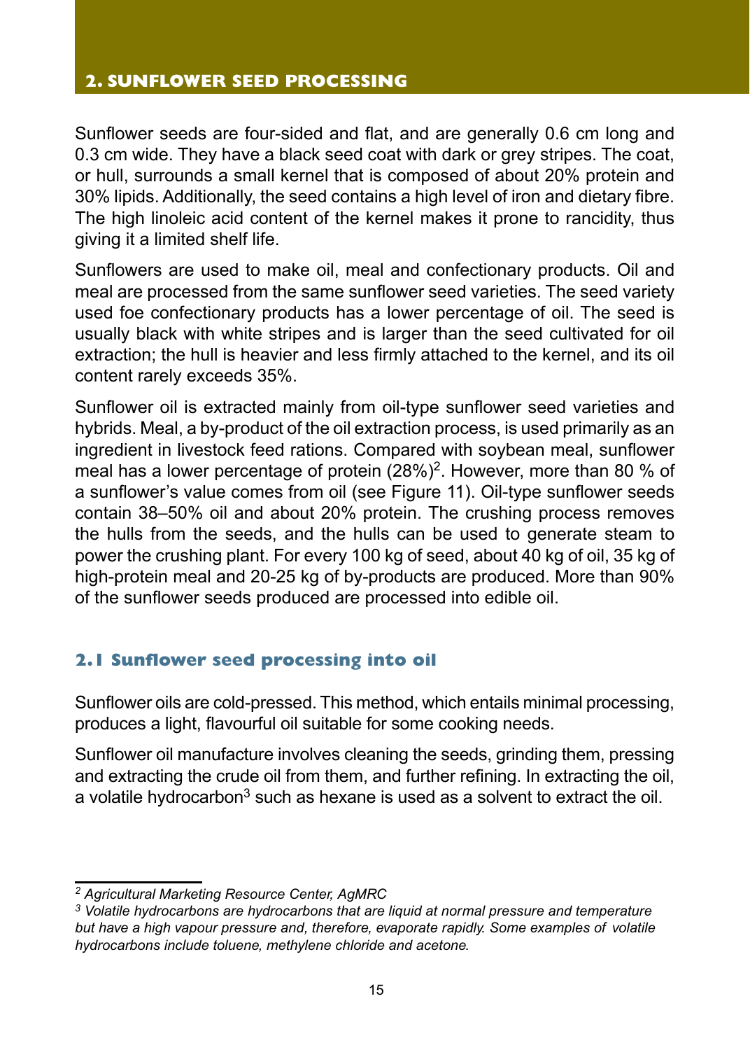## 2. SUNFLOWER SEED PROCESSING

Sunflower seeds are four-sided and flat, and are generally 0.6 cm long and 0.3 cm wide. They have a black seed coat with dark or grey stripes. The coat, or hull, surrounds a small kernel that is composed of about 20% protein and 30% lipids. Additionally, the seed contains a high level of iron and dietary fibre. The high linoleic acid content of the kernel makes it prone to rancidity, thus giving it a limited shelf life.

Sunflowers are used to make oil, meal and confectionary products. Oil and meal are processed from the same sunflower seed varieties. The seed variety used foe confectionary products has a lower percentage of oil. The seed is usually black with white stripes and is larger than the seed cultivated for oil extraction; the hull is heavier and less firmly attached to the kernel, and its oil content rarely exceeds 35%.

Sunflower oil is extracted mainly from oil-type sunflower seed varieties and hybrids. Meal, a by-product of the oil extraction process, is used primarily as an ingredient in livestock feed rations. Compared with soybean meal, sunflower meal has a lower percentage of protein (28%)[2]. However, more than 80 % of a sunflower's value comes from oil (see Figure 11). Oil-type sunflower seeds contain 38–50% oil and about 20% protein. The crushing process removes the hulls from the seeds, and the hulls can be used to generate steam to power the crushing plant. For every 100 kg of seed, about 40 kg of oil, 35 kg of high-protein meal and 20-25 kg of by-products are produced. More than 90% of the sunflower seeds produced are processed into edible oil.

### 2.1 Sunflower seed processing into oil

Sunflower oils are cold-pressed. This method, which entails minimal processing, produces a light, flavourful oil suitable for some cooking needs.

Sunflower oil manufacture involves cleaning the seeds, grinding them, pressing and extracting the crude oil from them, and further refining. In extracting the oil, a volatile hydrocarbon[3] such as hexane is used as a solvent to extract the oil.

---

*[2] Agricultural Marketing Resource Center, AgMRC*

*[3] Volatile hydrocarbons are hydrocarbons that are liquid at normal pressure and temperature but have a high vapour pressure and, therefore, evaporate rapidly. Some examples of volatile hydrocarbons include toluene, methylene chloride and acetone.*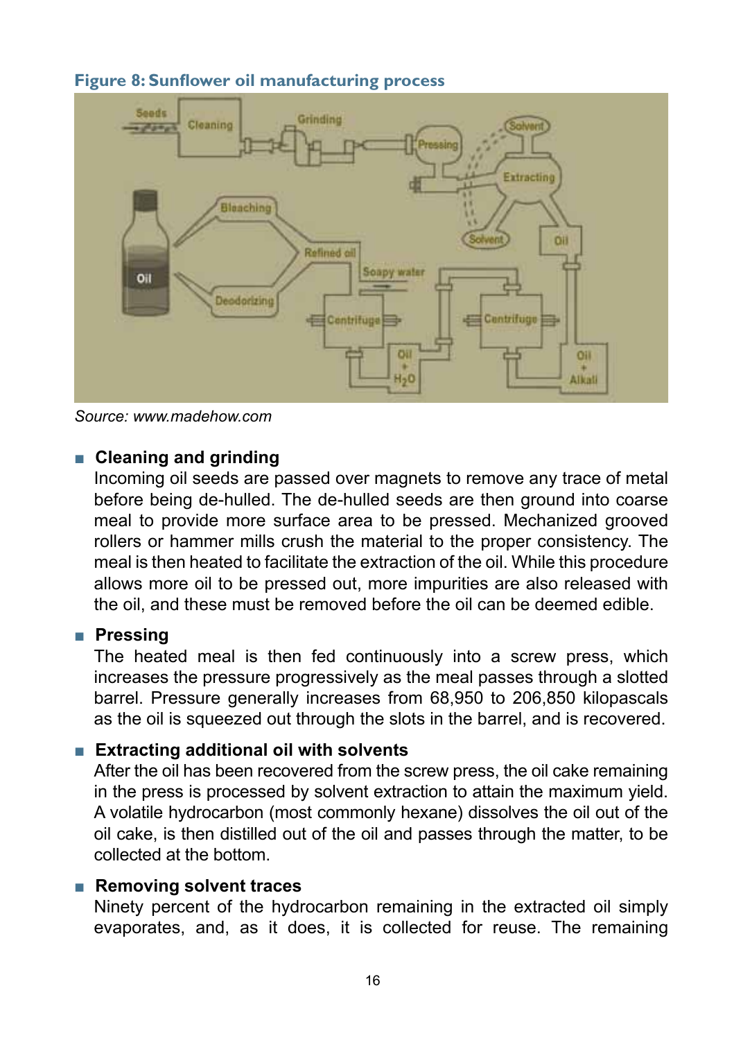**Figure 8: Sunflower oil manufacturing process**

*Source: www.madehow.com*

- **Cleaning and grinding**
  Incoming oil seeds are passed over magnets to remove any trace of metal before being de-hulled. The de-hulled seeds are then ground into coarse meal to provide more surface area to be pressed. Mechanized grooved rollers or hammer mills crush the material to the proper consistency. The meal is then heated to facilitate the extraction of the oil. While this procedure allows more oil to be pressed out, more impurities are also released with the oil, and these must be removed before the oil can be deemed edible.

- **Pressing**
  The heated meal is then fed continuously into a screw press, which increases the pressure progressively as the meal passes through a slotted barrel. Pressure generally increases from 68,950 to 206,850 kilopascals as the oil is squeezed out through the slots in the barrel, and is recovered.

- **Extracting additional oil with solvents**
  After the oil has been recovered from the screw press, the oil cake remaining in the press is processed by solvent extraction to attain the maximum yield. A volatile hydrocarbon (most commonly hexane) dissolves the oil out of the oil cake, is then distilled out of the oil and passes through the matter, to be collected at the bottom.

- **Removing solvent traces**
  Ninety percent of the hydrocarbon remaining in the extracted oil simply evaporates, and, as it does, it is collected for reuse. The remaining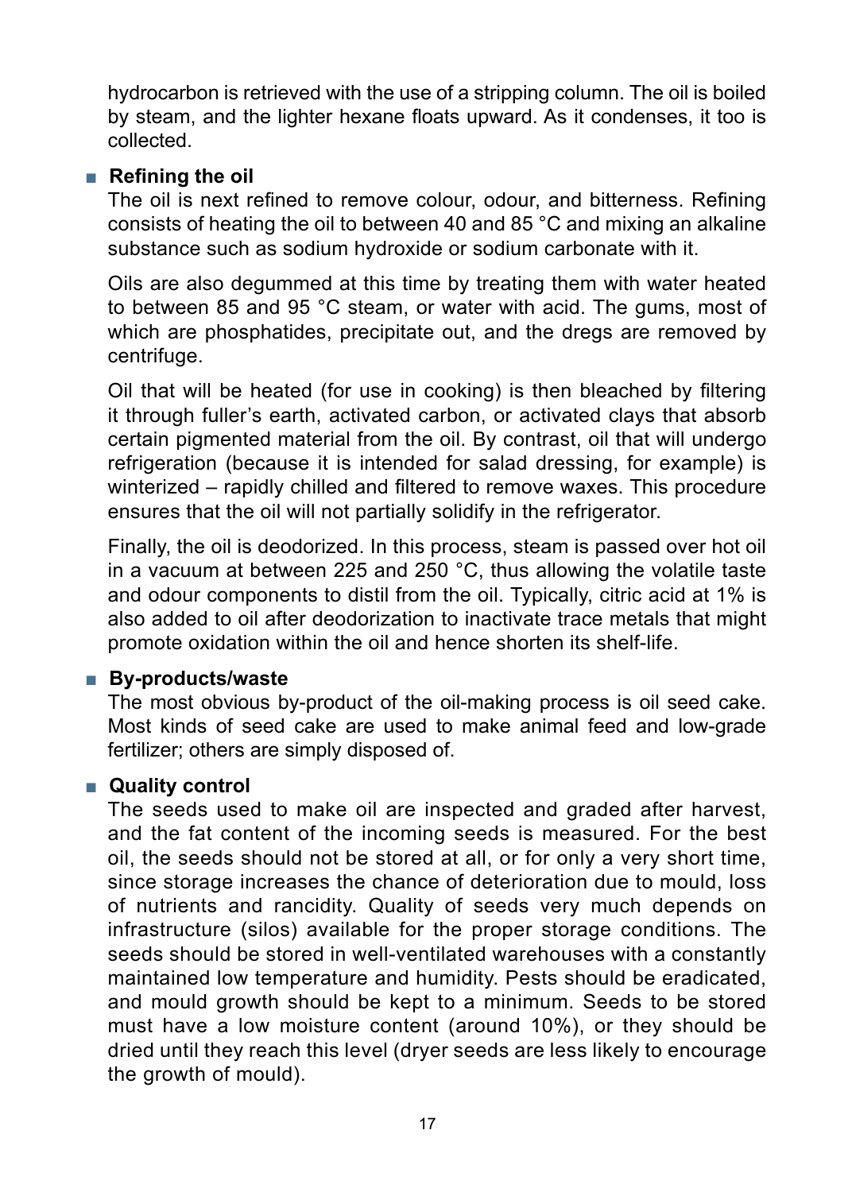hydrocarbon is retrieved with the use of a stripping column. The oil is boiled by steam, and the lighter hexane floats upward. As it condenses, it too is collected.

- **Refining the oil**

  The oil is next refined to remove colour, odour, and bitterness. Refining consists of heating the oil to between 40 and 85 °C and mixing an alkaline substance such as sodium hydroxide or sodium carbonate with it.

  Oils are also degummed at this time by treating them with water heated to between 85 and 95 °C steam, or water with acid. The gums, most of which are phosphatides, precipitate out, and the dregs are removed by centrifuge.

  Oil that will be heated (for use in cooking) is then bleached by filtering it through fuller's earth, activated carbon, or activated clays that absorb certain pigmented material from the oil. By contrast, oil that will undergo refrigeration (because it is intended for salad dressing, for example) is winterized – rapidly chilled and filtered to remove waxes. This procedure ensures that the oil will not partially solidify in the refrigerator.

  Finally, the oil is deodorized. In this process, steam is passed over hot oil in a vacuum at between 225 and 250 °C, thus allowing the volatile taste and odour components to distil from the oil. Typically, citric acid at 1% is also added to oil after deodorization to inactivate trace metals that might promote oxidation within the oil and hence shorten its shelf-life.

- **By-products/waste**

  The most obvious by-product of the oil-making process is oil seed cake. Most kinds of seed cake are used to make animal feed and low-grade fertilizer; others are simply disposed of.

- **Quality control**

  The seeds used to make oil are inspected and graded after harvest, and the fat content of the incoming seeds is measured. For the best oil, the seeds should not be stored at all, or for only a very short time, since storage increases the chance of deterioration due to mould, loss of nutrients and rancidity. Quality of seeds very much depends on infrastructure (silos) available for the proper storage conditions. The seeds should be stored in well-ventilated warehouses with a constantly maintained low temperature and humidity. Pests should be eradicated, and mould growth should be kept to a minimum. Seeds to be stored must have a low moisture content (around 10%), or they should be dried until they reach this level (dryer seeds are less likely to encourage the growth of mould).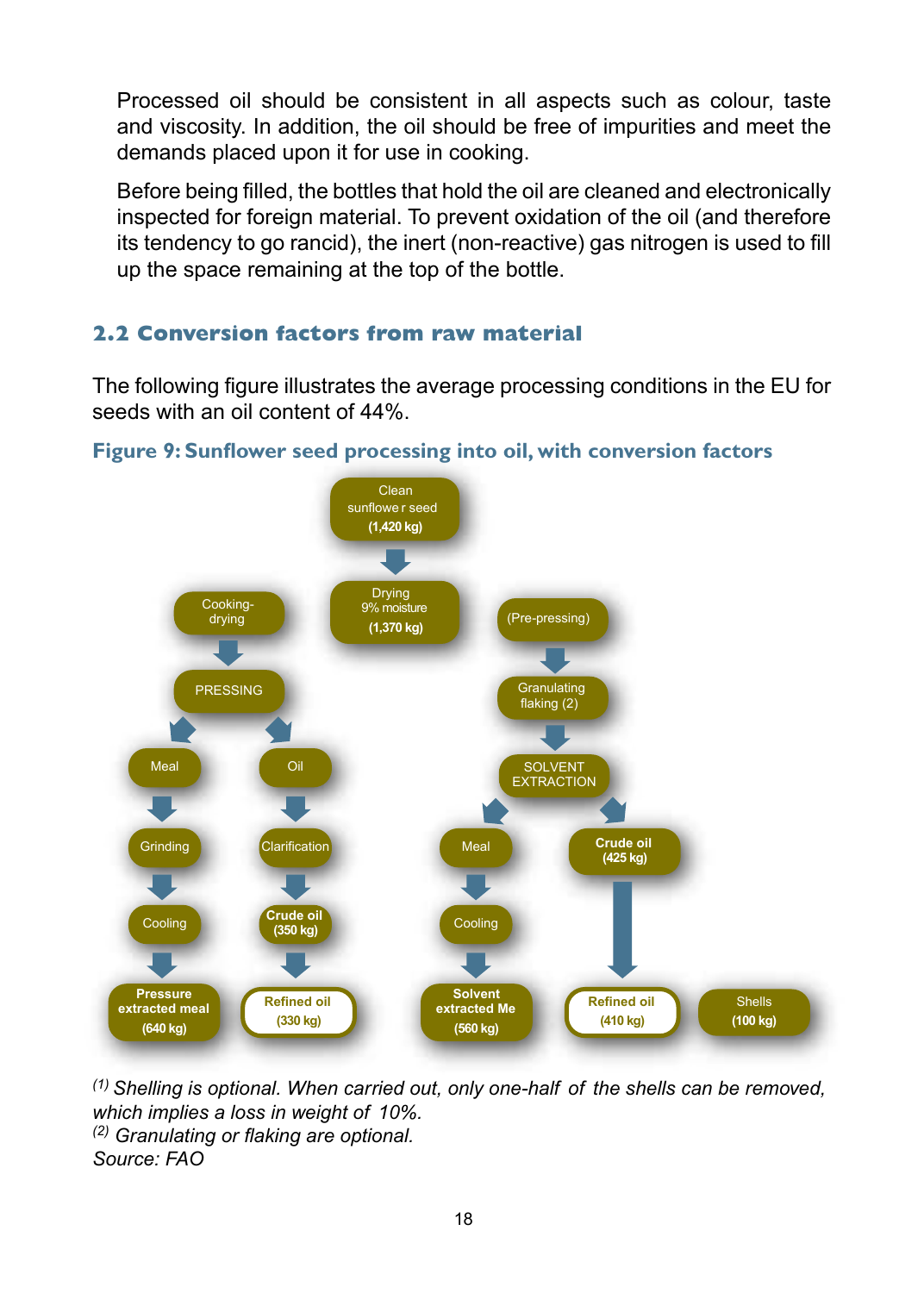Processed oil should be consistent in all aspects such as colour, taste and viscosity. In addition, the oil should be free of impurities and meet the demands placed upon it for use in cooking.

Before being filled, the bottles that hold the oil are cleaned and electronically inspected for foreign material. To prevent oxidation of the oil (and therefore its tendency to go rancid), the inert (non-reactive) gas nitrogen is used to fill up the space remaining at the top of the bottle.

## 2.2 Conversion factors from raw material

The following figure illustrates the average processing conditions in the EU for seeds with an oil content of 44%.

**Figure 9: Sunflower seed processing into oil, with conversion factors**

Clean sunflower seed (1,420 kg)

Drying 9% moisture (1,370 kg)

Cooking-drying → PRESSING → Meal → Grinding → Cooling → Pressure extracted meal (640 kg)

PRESSING → Oil → Clarification → Crude oil (350 kg) → Refined oil (330 kg)

(Pre-pressing) → Granulating flaking (2) → SOLVENT EXTRACTION → Meal → Cooling → Solvent extracted Me (560 kg)

SOLVENT EXTRACTION → Crude oil (425 kg) → Refined oil (410 kg)

Shells (100 kg)

*[1] Shelling is optional. When carried out, only one-half of the shells can be removed, which implies a loss in weight of 10%.*
*[2] Granulating or flaking are optional.*
*Source: FAO*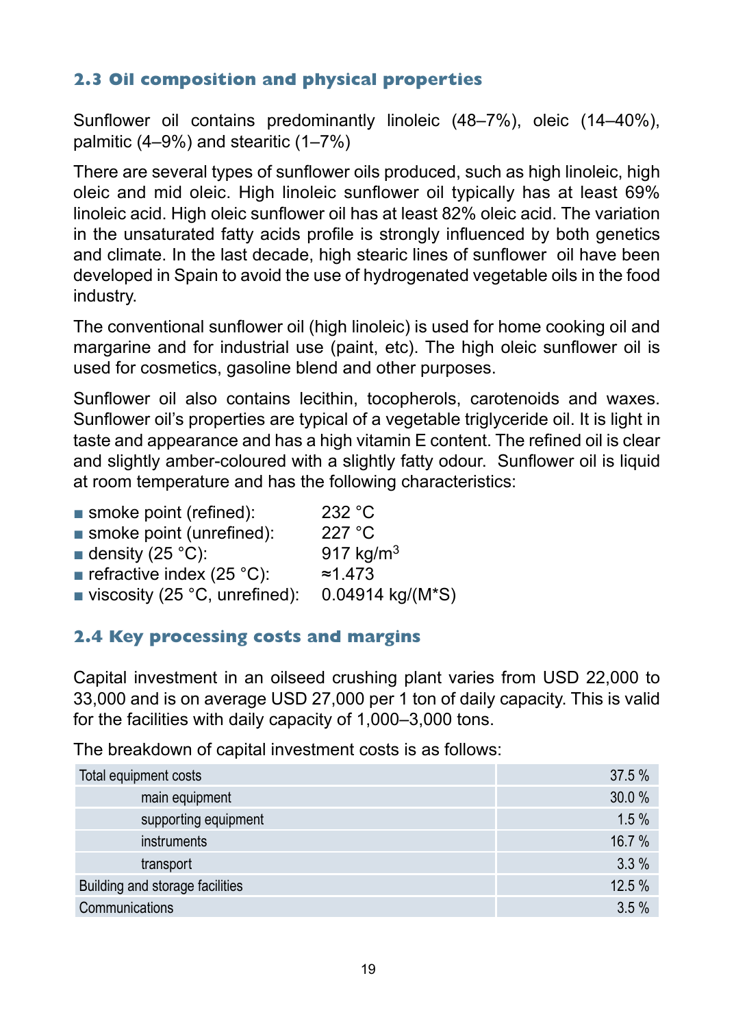## 2.3 Oil composition and physical properties

Sunflower oil contains predominantly linoleic (48–7%), oleic (14–40%), palmitic (4–9%) and stearitic (1–7%)

There are several types of sunflower oils produced, such as high linoleic, high oleic and mid oleic. High linoleic sunflower oil typically has at least 69% linoleic acid. High oleic sunflower oil has at least 82% oleic acid. The variation in the unsaturated fatty acids profile is strongly influenced by both genetics and climate. In the last decade, high stearic lines of sunflower oil have been developed in Spain to avoid the use of hydrogenated vegetable oils in the food industry.

The conventional sunflower oil (high linoleic) is used for home cooking oil and margarine and for industrial use (paint, etc). The high oleic sunflower oil is used for cosmetics, gasoline blend and other purposes.

Sunflower oil also contains lecithin, tocopherols, carotenoids and waxes. Sunflower oil's properties are typical of a vegetable triglyceride oil. It is light in taste and appearance and has a high vitamin E content. The refined oil is clear and slightly amber-coloured with a slightly fatty odour. Sunflower oil is liquid at room temperature and has the following characteristics:

- smoke point (refined): 232 °C
- smoke point (unrefined): 227 °C
- density (25 °C): 917 kg/m$^3$
- refractive index (25 °C): ≈1.473
- viscosity (25 °C, unrefined): 0.04914 kg/(M*S)

## 2.4 Key processing costs and margins

Capital investment in an oilseed crushing plant varies from USD 22,000 to 33,000 and is on average USD 27,000 per 1 ton of daily capacity. This is valid for the facilities with daily capacity of 1,000–3,000 tons.

The breakdown of capital investment costs is as follows:

| | |
|---|---|
| Total equipment costs | 37.5 % |
| main equipment | 30.0 % |
| supporting equipment | 1.5 % |
| instruments | 16.7 % |
| transport | 3.3 % |
| Building and storage facilities | 12.5 % |
| Communications | 3.5 % |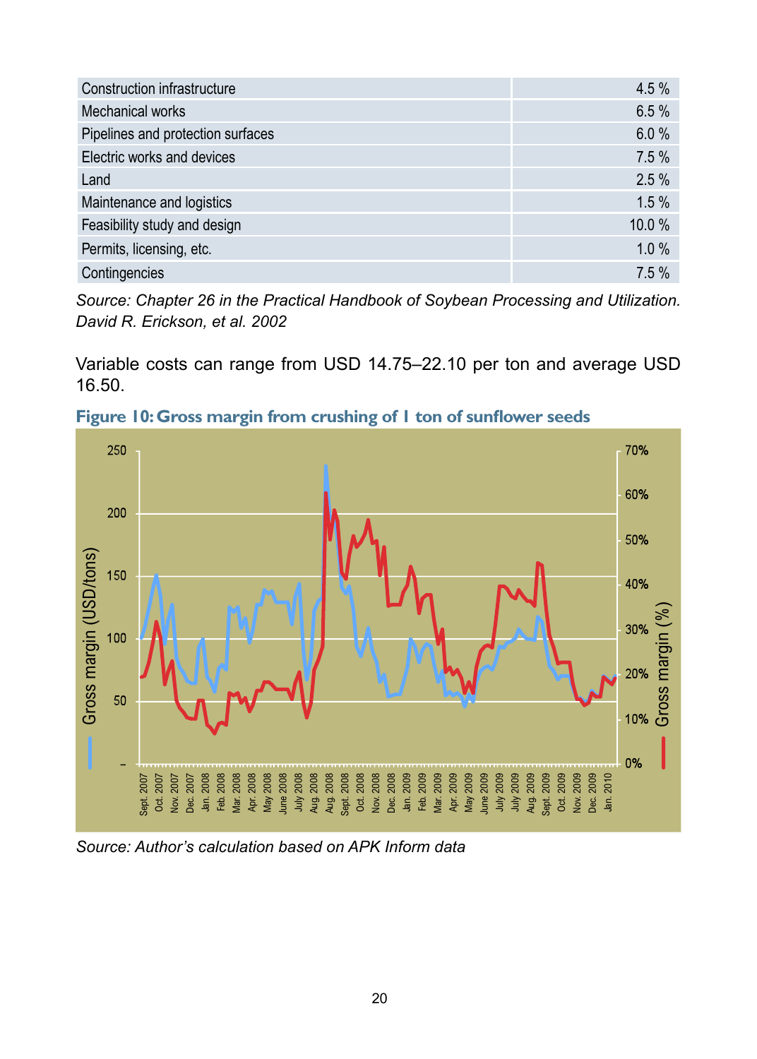| | |
|---|---|
| Construction infrastructure | 4.5 % |
| Mechanical works | 6.5 % |
| Pipelines and protection surfaces | 6.0 % |
| Electric works and devices | 7.5 % |
| Land | 2.5 % |
| Maintenance and logistics | 1.5 % |
| Feasibility study and design | 10.0 % |
| Permits, licensing, etc. | 1.0 % |
| Contingencies | 7.5 % |

*Source: Chapter 26 in the Practical Handbook of Soybean Processing and Utilization. David R. Erickson, et al. 2002*

Variable costs can range from USD 14.75–22.10 per ton and average USD 16.50.

**Figure 10: Gross margin from crushing of 1 ton of sunflower seeds**

*Source: Author's calculation based on APK Inform data*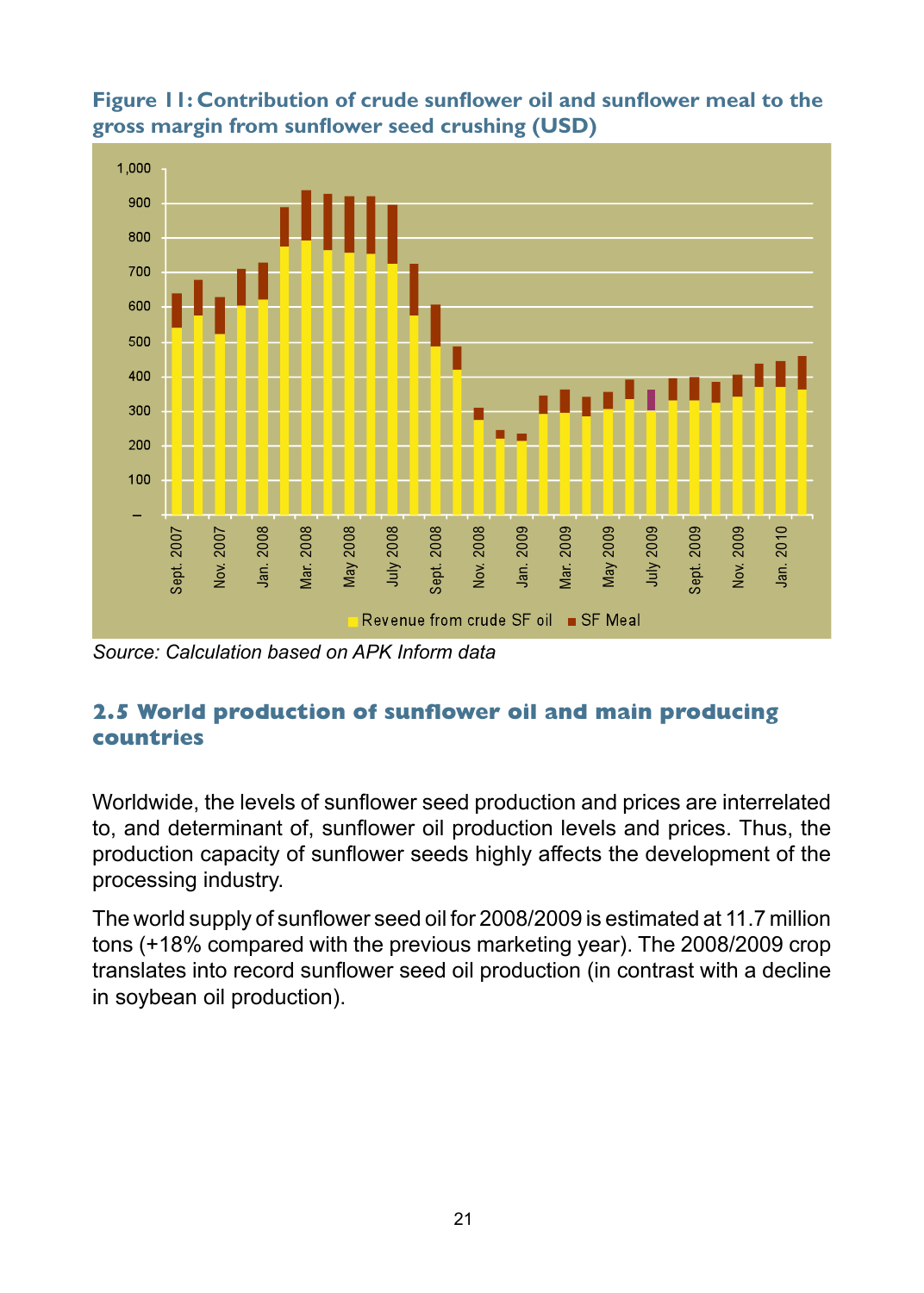**Figure 11: Contribution of crude sunflower oil and sunflower meal to the gross margin from sunflower seed crushing (USD)**

*Source: Calculation based on APK Inform data*

## 2.5 World production of sunflower oil and main producing countries

Worldwide, the levels of sunflower seed production and prices are interrelated to, and determinant of, sunflower oil production levels and prices. Thus, the production capacity of sunflower seeds highly affects the development of the processing industry.

The world supply of sunflower seed oil for 2008/2009 is estimated at 11.7 million tons (+18% compared with the previous marketing year). The 2008/2009 crop translates into record sunflower seed oil production (in contrast with a decline in soybean oil production).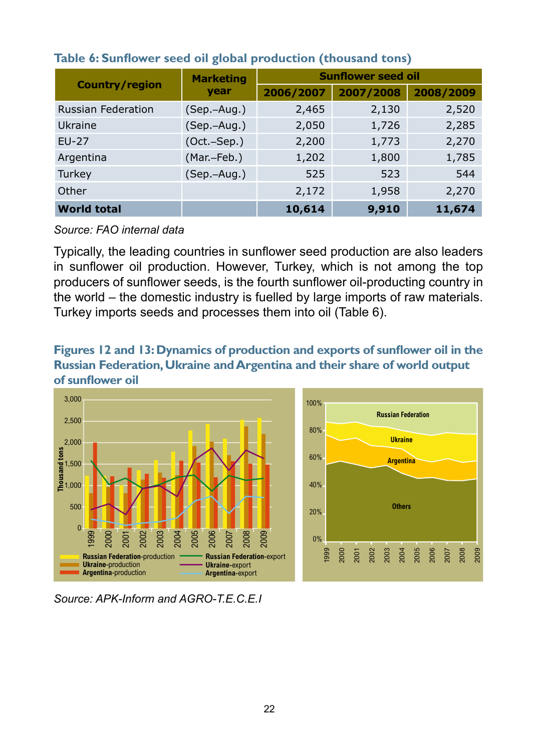**Table 6: Sunflower seed oil global production (thousand tons)**

| Country/region | Marketing year | Sunflower seed oil | | |
|---|---|---|---|---|
| | | 2006/2007 | 2007/2008 | 2008/2009 |
| Russian Federation | (Sep.–Aug.) | 2,465 | 2,130 | 2,520 |
| Ukraine | (Sep.–Aug.) | 2,050 | 1,726 | 2,285 |
| EU-27 | (Oct.–Sep.) | 2,200 | 1,773 | 2,270 |
| Argentina | (Mar.–Feb.) | 1,202 | 1,800 | 1,785 |
| Turkey | (Sep.–Aug.) | 525 | 523 | 544 |
| Other | | 2,172 | 1,958 | 2,270 |
| **World total** | | **10,614** | **9,910** | **11,674** |

*Source: FAO internal data*

Typically, the leading countries in sunflower seed production are also leaders in sunflower oil production. However, Turkey, which is not among the top producers of sunflower seeds, is the fourth sunflower oil-producting country in the world – the domestic industry is fuelled by large imports of raw materials. Turkey imports seeds and processes them into oil (Table 6).

**Figures 12 and 13: Dynamics of production and exports of sunflower oil in the Russian Federation, Ukraine and Argentina and their share of world output of sunflower oil**

*Source: APK-Inform and AGRO-T.E.C.E.I*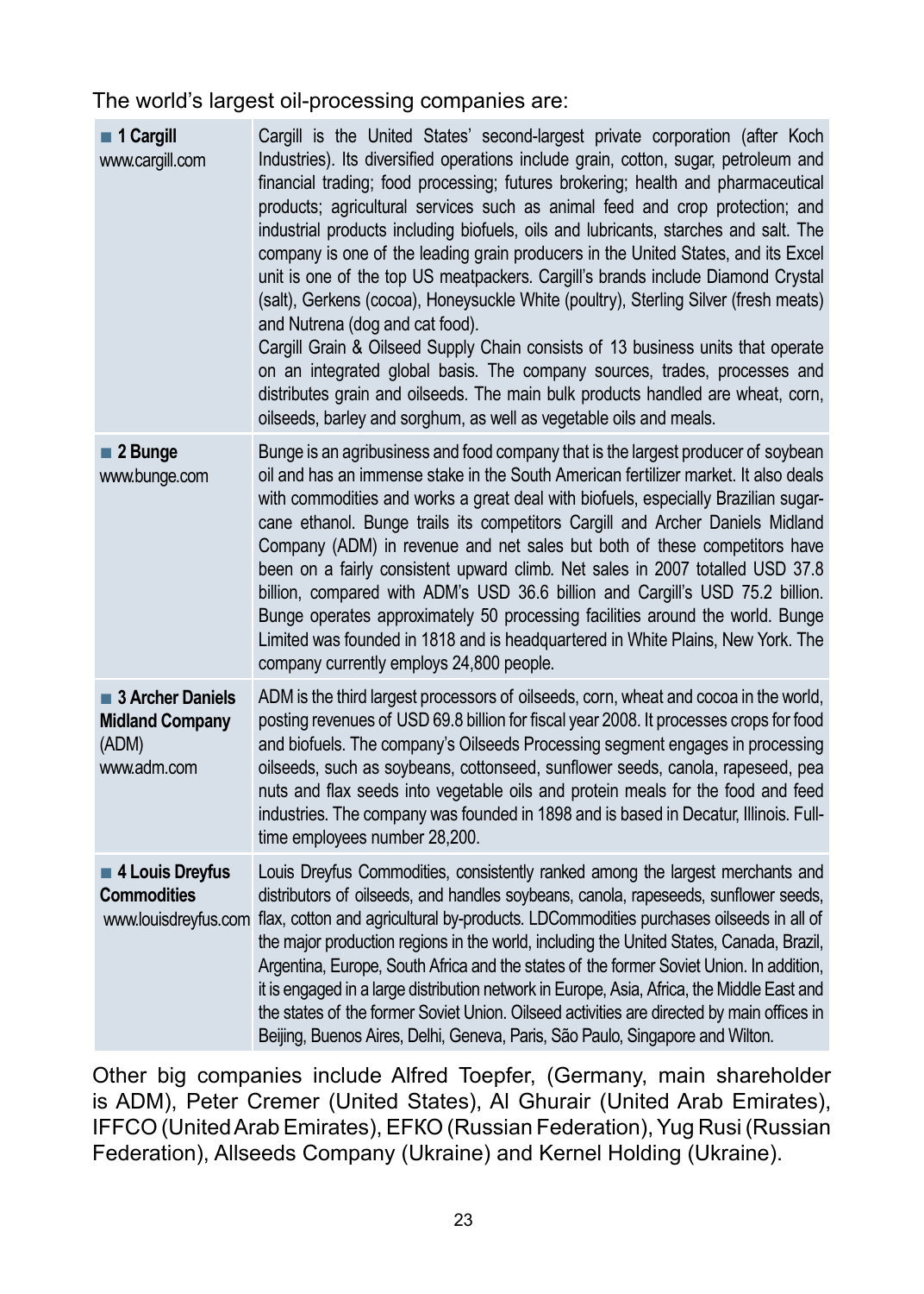The world's largest oil-processing companies are:

| | |
|---|---|
| ■ **1 Cargill** www.cargill.com | Cargill is the United States' second-largest private corporation (after Koch Industries). Its diversified operations include grain, cotton, sugar, petroleum and financial trading; food processing; futures brokering; health and pharmaceutical products; agricultural services such as animal feed and crop protection; and industrial products including biofuels, oils and lubricants, starches and salt. The company is one of the leading grain producers in the United States, and its Excel unit is one of the top US meatpackers. Cargill's brands include Diamond Crystal (salt), Gerkens (cocoa), Honeysuckle White (poultry), Sterling Silver (fresh meats) and Nutrena (dog and cat food). Cargill Grain & Oilseed Supply Chain consists of 13 business units that operate on an integrated global basis. The company sources, trades, processes and distributes grain and oilseeds. The main bulk products handled are wheat, corn, oilseeds, barley and sorghum, as well as vegetable oils and meals. |
| ■ **2 Bunge** www.bunge.com | Bunge is an agribusiness and food company that is the largest producer of soybean oil and has an immense stake in the South American fertilizer market. It also deals with commodities and works a great deal with biofuels, especially Brazilian sugar-cane ethanol. Bunge trails its competitors Cargill and Archer Daniels Midland Company (ADM) in revenue and net sales but both of these competitors have been on a fairly consistent upward climb. Net sales in 2007 totalled USD 37.8 billion, compared with ADM's USD 36.6 billion and Cargill's USD 75.2 billion. Bunge operates approximately 50 processing facilities around the world. Bunge Limited was founded in 1818 and is headquartered in White Plains, New York. The company currently employs 24,800 people. |
| ■ **3 Archer Daniels Midland Company** (ADM) www.adm.com | ADM is the third largest processors of oilseeds, corn, wheat and cocoa in the world, posting revenues of USD 69.8 billion for fiscal year 2008. It processes crops for food and biofuels. The company's Oilseeds Processing segment engages in processing oilseeds, such as soybeans, cottonseed, sunflower seeds, canola, rapeseed, pea nuts and flax seeds into vegetable oils and protein meals for the food and feed industries. The company was founded in 1898 and is based in Decatur, Illinois. Full-time employees number 28,200. |
| ■ **4 Louis Dreyfus Commodities** www.louisdreyfus.com | Louis Dreyfus Commodities, consistently ranked among the largest merchants and distributors of oilseeds, and handles soybeans, canola, rapeseeds, sunflower seeds, flax, cotton and agricultural by-products. LDCommodities purchases oilseeds in all of the major production regions in the world, including the United States, Canada, Brazil, Argentina, Europe, South Africa and the states of the former Soviet Union. In addition, it is engaged in a large distribution network in Europe, Asia, Africa, the Middle East and the states of the former Soviet Union. Oilseed activities are directed by main offices in Beijing, Buenos Aires, Delhi, Geneva, Paris, São Paulo, Singapore and Wilton. |

Other big companies include Alfred Toepfer, (Germany, main shareholder is ADM), Peter Cremer (United States), Al Ghurair (United Arab Emirates), IFFCO (United Arab Emirates), EFKO (Russian Federation), Yug Rusi (Russian Federation), Allseeds Company (Ukraine) and Kernel Holding (Ukraine).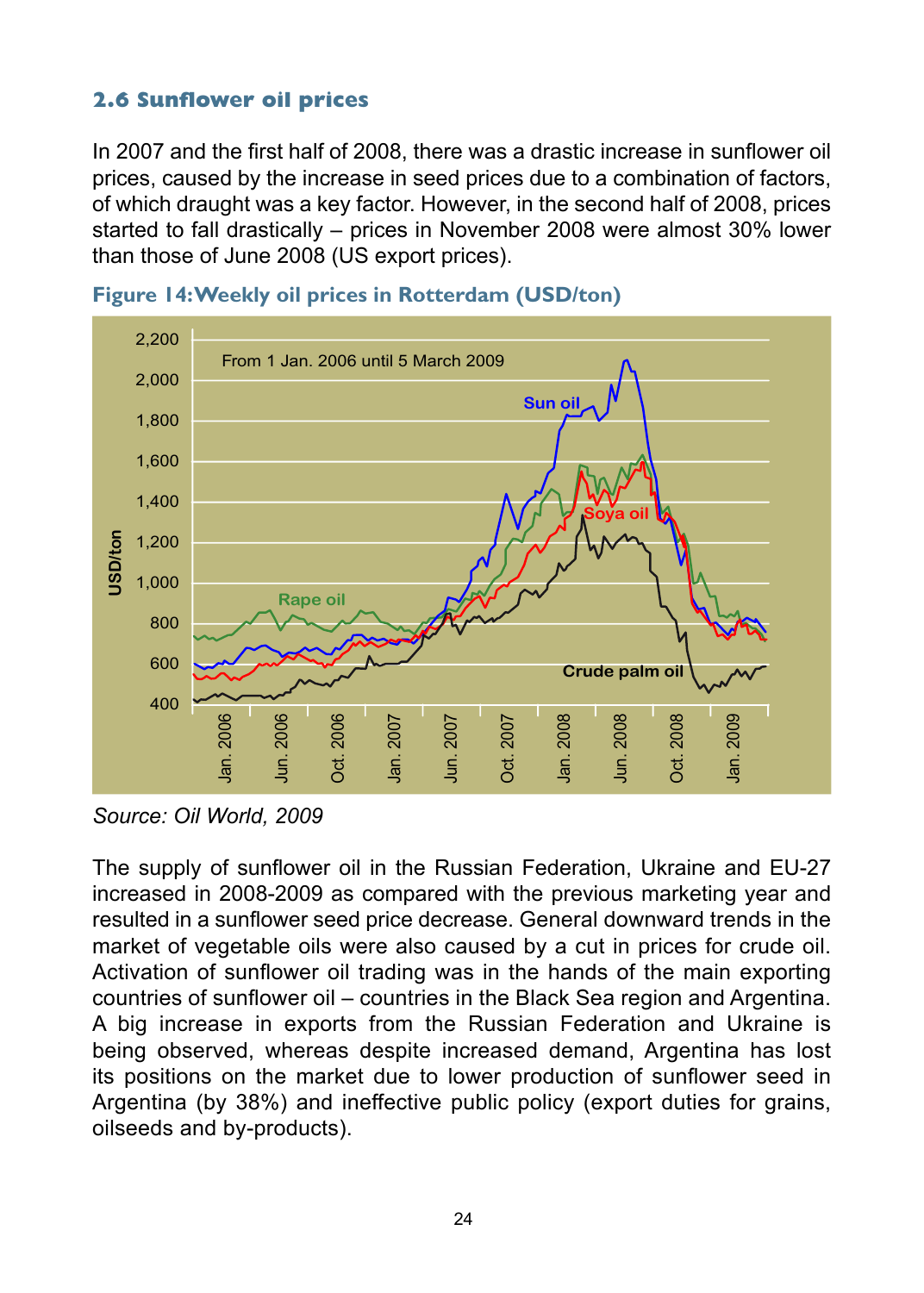### 2.6 Sunflower oil prices

In 2007 and the first half of 2008, there was a drastic increase in sunflower oil prices, caused by the increase in seed prices due to a combination of factors, of which draught was a key factor. However, in the second half of 2008, prices started to fall drastically – prices in November 2008 were almost 30% lower than those of June 2008 (US export prices).

**Figure 14: Weekly oil prices in Rotterdam (USD/ton)**

*Source: Oil World, 2009*

The supply of sunflower oil in the Russian Federation, Ukraine and EU-27 increased in 2008-2009 as compared with the previous marketing year and resulted in a sunflower seed price decrease. General downward trends in the market of vegetable oils were also caused by a cut in prices for crude oil. Activation of sunflower oil trading was in the hands of the main exporting countries of sunflower oil – countries in the Black Sea region and Argentina. A big increase in exports from the Russian Federation and Ukraine is being observed, whereas despite increased demand, Argentina has lost its positions on the market due to lower production of sunflower seed in Argentina (by 38%) and ineffective public policy (export duties for grains, oilseeds and by-products).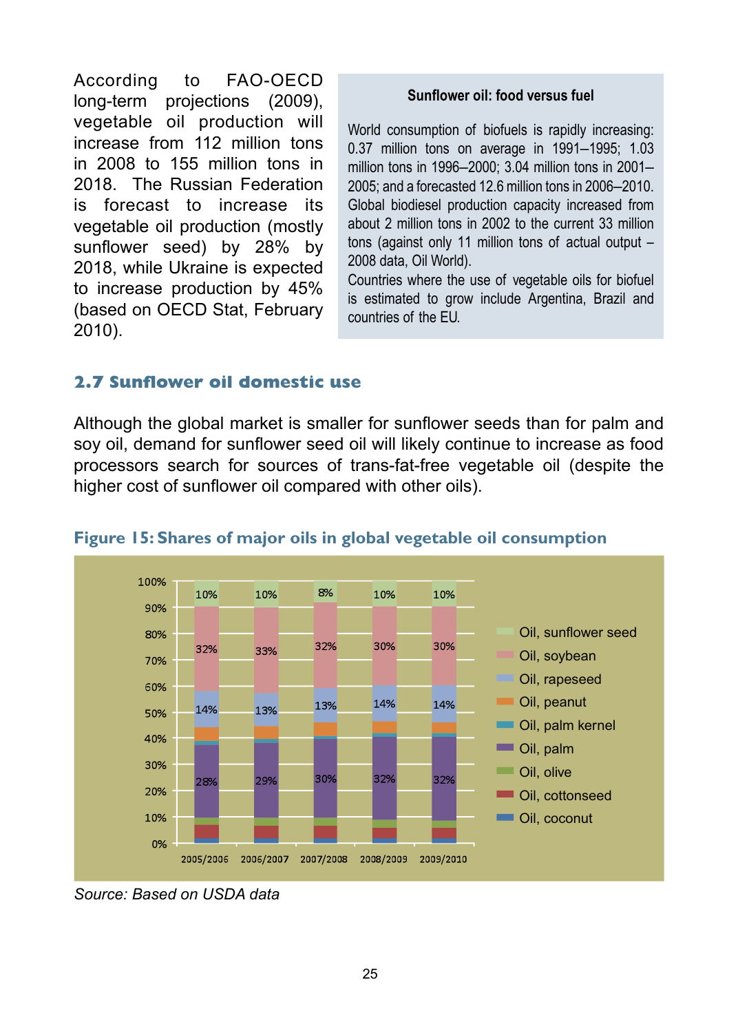According to FAO-OECD long-term projections (2009), vegetable oil production will increase from 112 million tons in 2008 to 155 million tons in 2018. The Russian Federation is forecast to increase its vegetable oil production (mostly sunflower seed) by 28% by 2018, while Ukraine is expected to increase production by 45% (based on OECD Stat, February 2010).

> **Sunflower oil: food versus fuel**
>
> World consumption of biofuels is rapidly increasing: 0.37 million tons on average in 1991–1995; 1.03 million tons in 1996–2000; 3.04 million tons in 2001–2005; and a forecasted 12.6 million tons in 2006–2010. Global biodiesel production capacity increased from about 2 million tons in 2002 to the current 33 million tons (against only 11 million tons of actual output – 2008 data, Oil World).
>
> Countries where the use of vegetable oils for biofuel is estimated to grow include Argentina, Brazil and countries of the EU.

## 2.7 Sunflower oil domestic use

Although the global market is smaller for sunflower seeds than for palm and soy oil, demand for sunflower seed oil will likely continue to increase as food processors search for sources of trans-fat-free vegetable oil (despite the higher cost of sunflower oil compared with other oils).

**Figure 15: Shares of major oils in global vegetable oil consumption**

| | 2005/2006 | 2006/2007 | 2007/2008 | 2008/2009 | 2009/2010 |
|---|---|---|---|---|---|
| Oil, sunflower seed | 10% | 10% | 8% | 10% | 10% |
| Oil, soybean | 32% | 33% | 32% | 30% | 30% |
| Oil, rapeseed | 14% | 13% | 13% | 14% | 14% |
| Oil, palm | 28% | 29% | 30% | 32% | 32% |

*Source: Based on USDA data*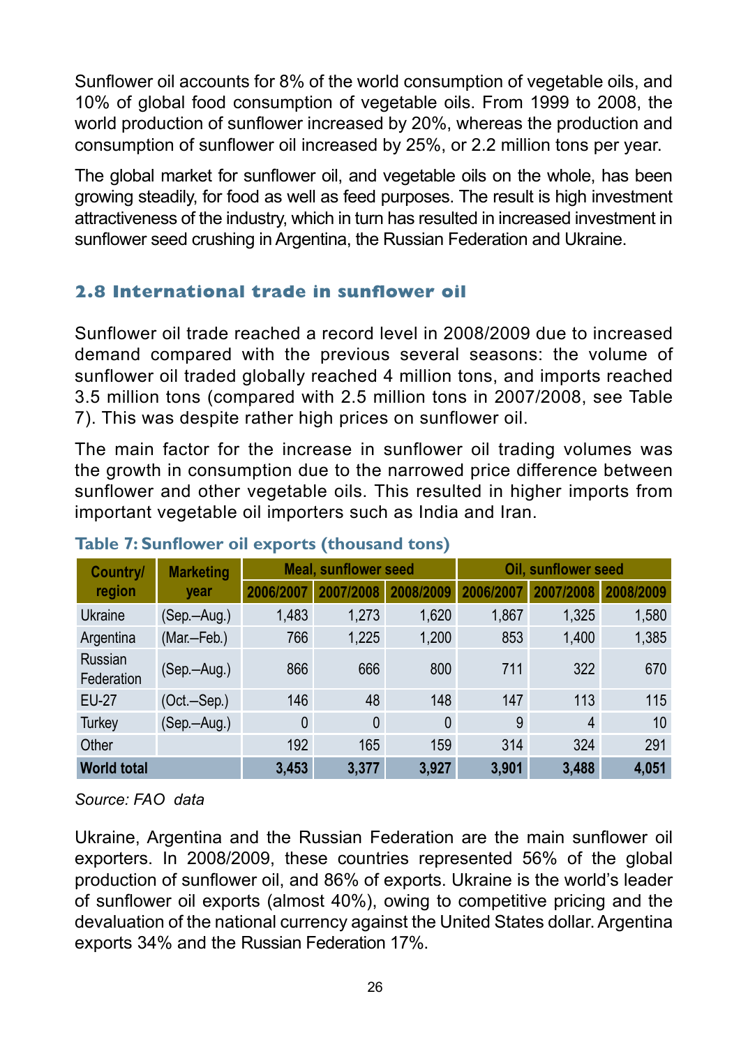Sunflower oil accounts for 8% of the world consumption of vegetable oils, and 10% of global food consumption of vegetable oils. From 1999 to 2008, the world production of sunflower increased by 20%, whereas the production and consumption of sunflower oil increased by 25%, or 2.2 million tons per year.

The global market for sunflower oil, and vegetable oils on the whole, has been growing steadily, for food as well as feed purposes. The result is high investment attractiveness of the industry, which in turn has resulted in increased investment in sunflower seed crushing in Argentina, the Russian Federation and Ukraine.

## 2.8 International trade in sunflower oil

Sunflower oil trade reached a record level in 2008/2009 due to increased demand compared with the previous several seasons: the volume of sunflower oil traded globally reached 4 million tons, and imports reached 3.5 million tons (compared with 2.5 million tons in 2007/2008, see Table 7). This was despite rather high prices on sunflower oil.

The main factor for the increase in sunflower oil trading volumes was the growth in consumption due to the narrowed price difference between sunflower and other vegetable oils. This resulted in higher imports from important vegetable oil importers such as India and Iran.

**Table 7: Sunflower oil exports (thousand tons)**

| Country/ region | Marketing year | Meal, sunflower seed | | | Oil, sunflower seed | | |
|---|---|---|---|---|---|---|---|
| | | 2006/2007 | 2007/2008 | 2008/2009 | 2006/2007 | 2007/2008 | 2008/2009 |
| Ukraine | (Sep.–Aug.) | 1,483 | 1,273 | 1,620 | 1,867 | 1,325 | 1,580 |
| Argentina | (Mar.–Feb.) | 766 | 1,225 | 1,200 | 853 | 1,400 | 1,385 |
| Russian Federation | (Sep.–Aug.) | 866 | 666 | 800 | 711 | 322 | 670 |
| EU-27 | (Oct.–Sep.) | 146 | 48 | 148 | 147 | 113 | 115 |
| Turkey | (Sep.–Aug.) | 0 | 0 | 0 | 9 | 4 | 10 |
| Other | | 192 | 165 | 159 | 314 | 324 | 291 |
| **World total** | | **3,453** | **3,377** | **3,927** | **3,901** | **3,488** | **4,051** |

*Source: FAO data*

Ukraine, Argentina and the Russian Federation are the main sunflower oil exporters. In 2008/2009, these countries represented 56% of the global production of sunflower oil, and 86% of exports. Ukraine is the world's leader of sunflower oil exports (almost 40%), owing to competitive pricing and the devaluation of the national currency against the United States dollar. Argentina exports 34% and the Russian Federation 17%.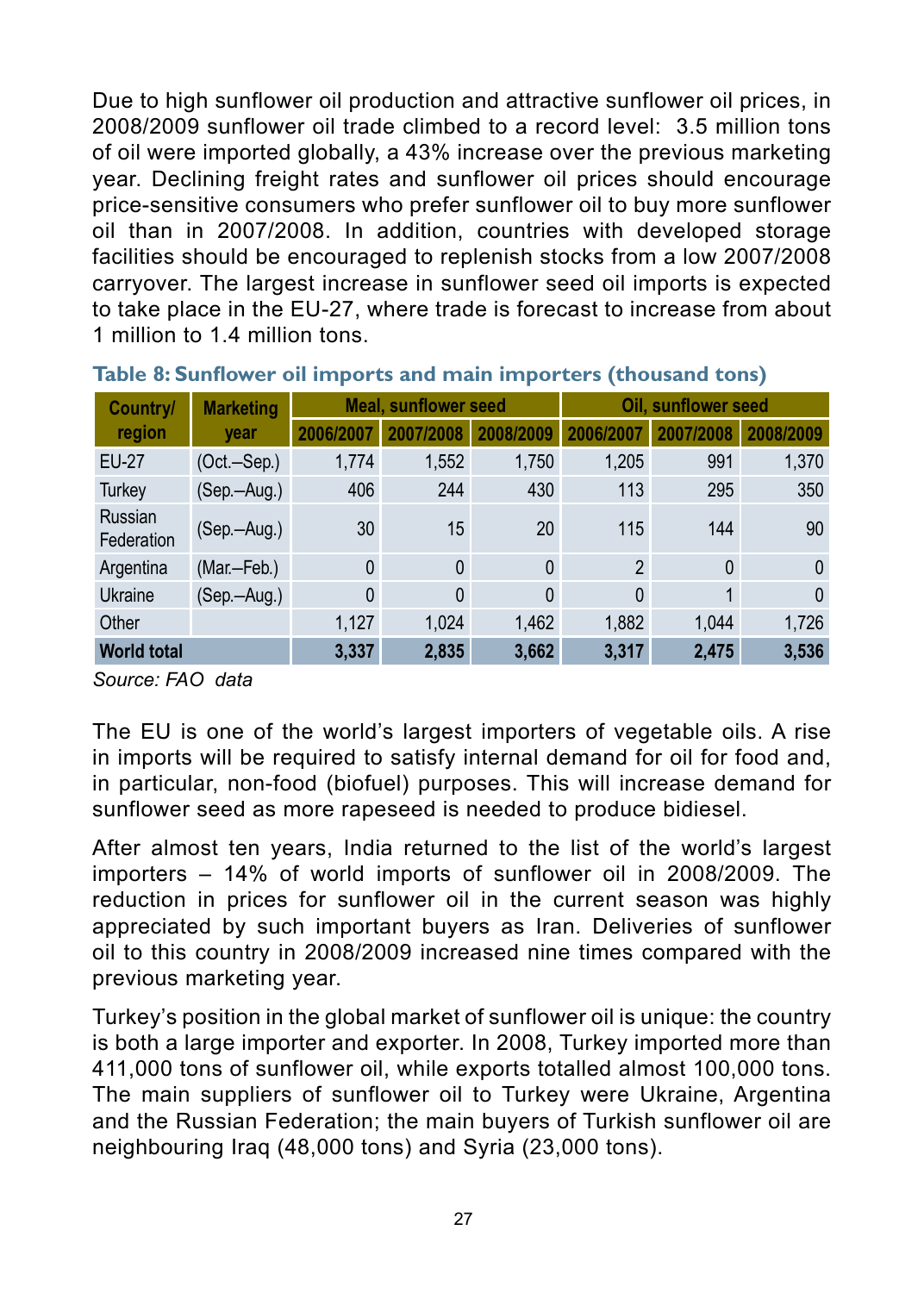Due to high sunflower oil production and attractive sunflower oil prices, in 2008/2009 sunflower oil trade climbed to a record level: 3.5 million tons of oil were imported globally, a 43% increase over the previous marketing year. Declining freight rates and sunflower oil prices should encourage price-sensitive consumers who prefer sunflower oil to buy more sunflower oil than in 2007/2008. In addition, countries with developed storage facilities should be encouraged to replenish stocks from a low 2007/2008 carryover. The largest increase in sunflower seed oil imports is expected to take place in the EU-27, where trade is forecast to increase from about 1 million to 1.4 million tons.

**Table 8: Sunflower oil imports and main importers (thousand tons)**

| Country/ region | Marketing year | Meal, sunflower seed | | | Oil, sunflower seed | | |
|---|---|---|---|---|---|---|---|
| | | 2006/2007 | 2007/2008 | 2008/2009 | 2006/2007 | 2007/2008 | 2008/2009 |
| EU-27 | (Oct.–Sep.) | 1,774 | 1,552 | 1,750 | 1,205 | 991 | 1,370 |
| Turkey | (Sep.–Aug.) | 406 | 244 | 430 | 113 | 295 | 350 |
| Russian Federation | (Sep.–Aug.) | 30 | 15 | 20 | 115 | 144 | 90 |
| Argentina | (Mar.–Feb.) | 0 | 0 | 0 | 2 | 0 | 0 |
| Ukraine | (Sep.–Aug.) | 0 | 0 | 0 | 0 | 1 | 0 |
| Other | | 1,127 | 1,024 | 1,462 | 1,882 | 1,044 | 1,726 |
| **World total** | | **3,337** | **2,835** | **3,662** | **3,317** | **2,475** | **3,536** |

*Source: FAO data*

The EU is one of the world's largest importers of vegetable oils. A rise in imports will be required to satisfy internal demand for oil for food and, in particular, non-food (biofuel) purposes. This will increase demand for sunflower seed as more rapeseed is needed to produce bidiesel.

After almost ten years, India returned to the list of the world's largest importers – 14% of world imports of sunflower oil in 2008/2009. The reduction in prices for sunflower oil in the current season was highly appreciated by such important buyers as Iran. Deliveries of sunflower oil to this country in 2008/2009 increased nine times compared with the previous marketing year.

Turkey's position in the global market of sunflower oil is unique: the country is both a large importer and exporter. In 2008, Turkey imported more than 411,000 tons of sunflower oil, while exports totalled almost 100,000 tons. The main suppliers of sunflower oil to Turkey were Ukraine, Argentina and the Russian Federation; the main buyers of Turkish sunflower oil are neighbouring Iraq (48,000 tons) and Syria (23,000 tons).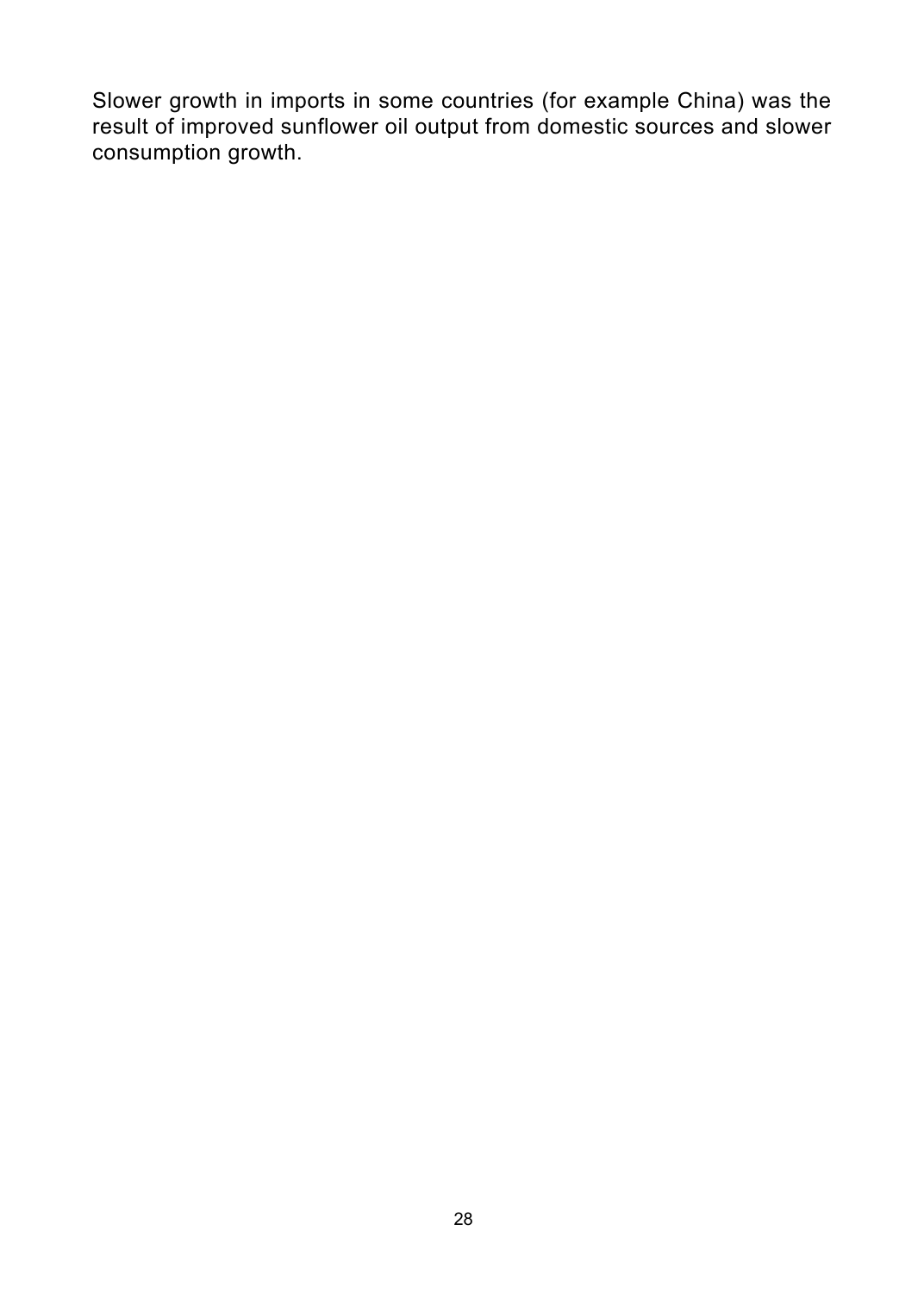Slower growth in imports in some countries (for example China) was the result of improved sunflower oil output from domestic sources and slower consumption growth.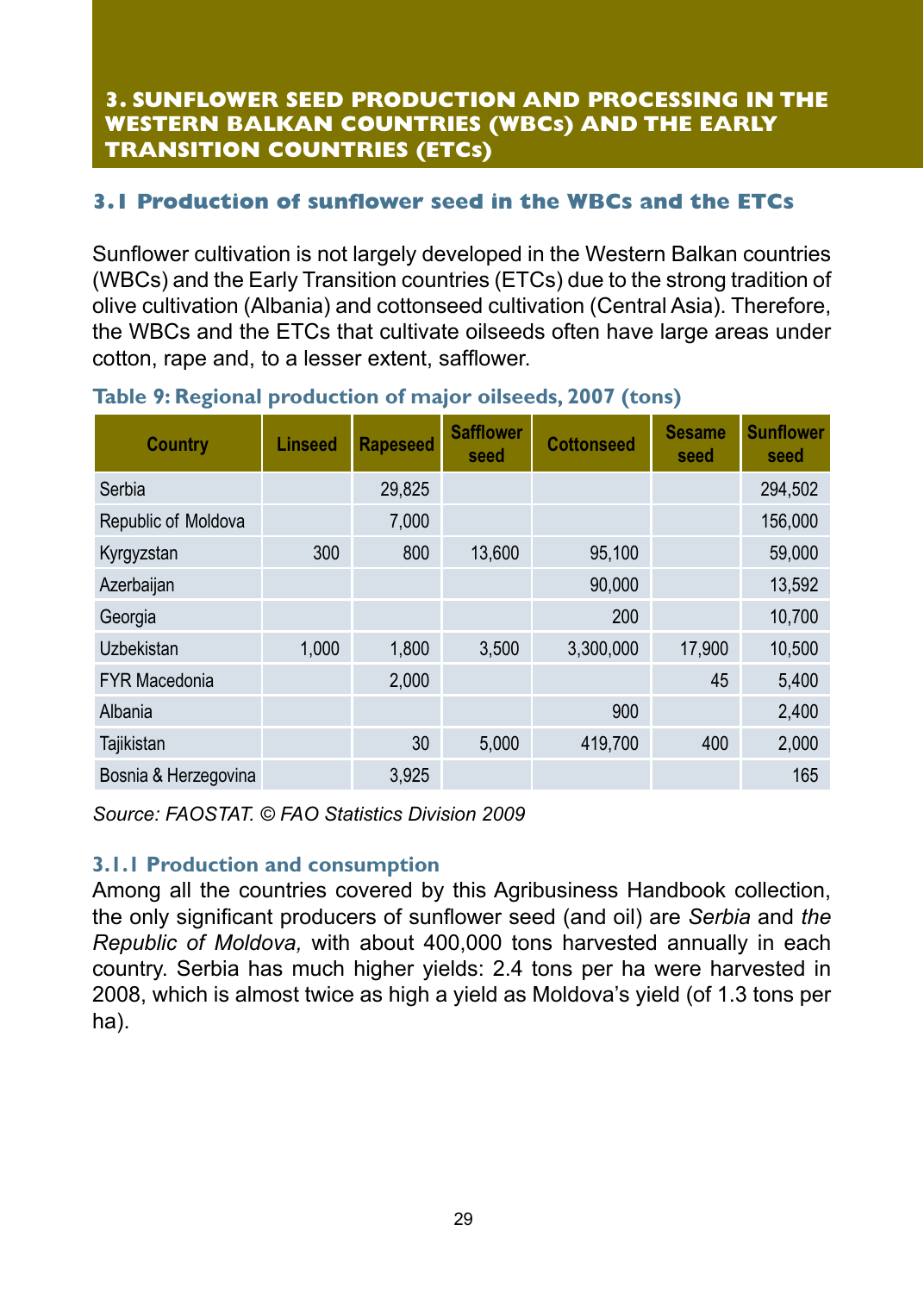## 3. SUNFLOWER SEED PRODUCTION AND PROCESSING IN THE WESTERN BALKAN COUNTRIES (WBCs) AND THE EARLY TRANSITION COUNTRIES (ETCs)

### 3.1 Production of sunflower seed in the WBCs and the ETCs

Sunflower cultivation is not largely developed in the Western Balkan countries (WBCs) and the Early Transition countries (ETCs) due to the strong tradition of olive cultivation (Albania) and cottonseed cultivation (Central Asia). Therefore, the WBCs and the ETCs that cultivate oilseeds often have large areas under cotton, rape and, to a lesser extent, safflower.

**Table 9: Regional production of major oilseeds, 2007 (tons)**

| Country | Linseed | Rapeseed | Safflower seed | Cottonseed | Sesame seed | Sunflower seed |
|---|---|---|---|---|---|---|
| Serbia | | 29,825 | | | | 294,502 |
| Republic of Moldova | | 7,000 | | | | 156,000 |
| Kyrgyzstan | 300 | 800 | 13,600 | 95,100 | | 59,000 |
| Azerbaijan | | | | 90,000 | | 13,592 |
| Georgia | | | | 200 | | 10,700 |
| Uzbekistan | 1,000 | 1,800 | 3,500 | 3,300,000 | 17,900 | 10,500 |
| FYR Macedonia | | 2,000 | | | 45 | 5,400 |
| Albania | | | | 900 | | 2,400 |
| Tajikistan | | 30 | 5,000 | 419,700 | 400 | 2,000 |
| Bosnia & Herzegovina | | 3,925 | | | | 165 |

*Source: FAOSTAT. © FAO Statistics Division 2009*

#### 3.1.1 Production and consumption

Among all the countries covered by this Agribusiness Handbook collection, the only significant producers of sunflower seed (and oil) are *Serbia* and *the Republic of Moldova,* with about 400,000 tons harvested annually in each country. Serbia has much higher yields: 2.4 tons per ha were harvested in 2008, which is almost twice as high a yield as Moldova's yield (of 1.3 tons per ha).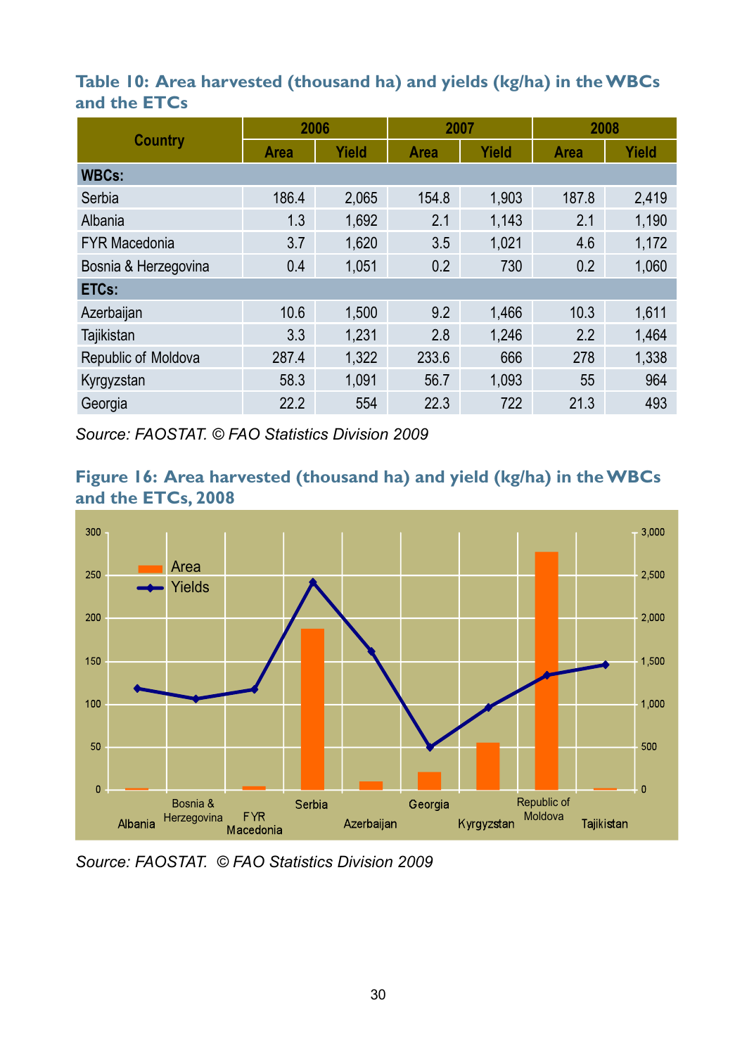### Table 10: Area harvested (thousand ha) and yields (kg/ha) in the WBCs and the ETCs

| Country | 2006 | | 2007 | | 2008 | |
|---|---|---|---|---|---|---|
| | Area | Yield | Area | Yield | Area | Yield |
| **WBCs:** | | | | | | |
| Serbia | 186.4 | 2,065 | 154.8 | 1,903 | 187.8 | 2,419 |
| Albania | 1.3 | 1,692 | 2.1 | 1,143 | 2.1 | 1,190 |
| FYR Macedonia | 3.7 | 1,620 | 3.5 | 1,021 | 4.6 | 1,172 |
| Bosnia & Herzegovina | 0.4 | 1,051 | 0.2 | 730 | 0.2 | 1,060 |
| **ETCs:** | | | | | | |
| Azerbaijan | 10.6 | 1,500 | 9.2 | 1,466 | 10.3 | 1,611 |
| Tajikistan | 3.3 | 1,231 | 2.8 | 1,246 | 2.2 | 1,464 |
| Republic of Moldova | 287.4 | 1,322 | 233.6 | 666 | 278 | 1,338 |
| Kyrgyzstan | 58.3 | 1,091 | 56.7 | 1,093 | 55 | 964 |
| Georgia | 22.2 | 554 | 22.3 | 722 | 21.3 | 493 |

*Source: FAOSTAT. © FAO Statistics Division 2009*

### Figure 16: Area harvested (thousand ha) and yield (kg/ha) in the WBCs and the ETCs, 2008

*Source: FAOSTAT. © FAO Statistics Division 2009*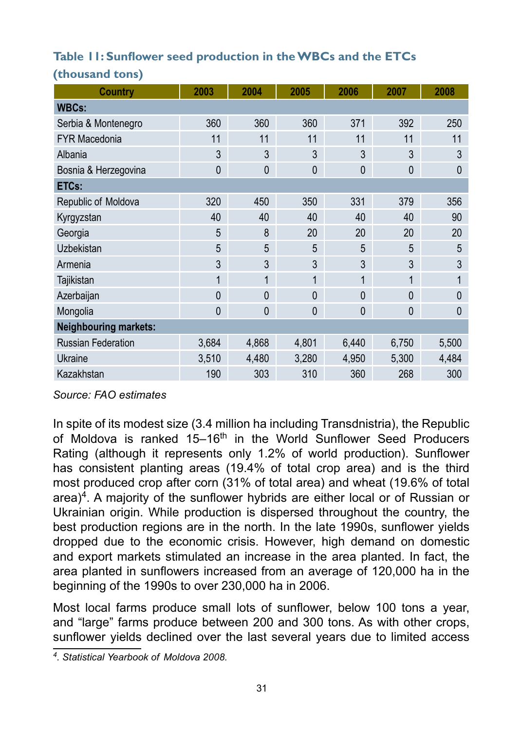**Table 11: Sunflower seed production in the WBCs and the ETCs (thousand tons)**

| Country | 2003 | 2004 | 2005 | 2006 | 2007 | 2008 |
|---|---|---|---|---|---|---|
| **WBCs:** | | | | | | |
| Serbia & Montenegro | 360 | 360 | 360 | 371 | 392 | 250 |
| FYR Macedonia | 11 | 11 | 11 | 11 | 11 | 11 |
| Albania | 3 | 3 | 3 | 3 | 3 | 3 |
| Bosnia & Herzegovina | 0 | 0 | 0 | 0 | 0 | 0 |
| **ETCs:** | | | | | | |
| Republic of Moldova | 320 | 450 | 350 | 331 | 379 | 356 |
| Kyrgyzstan | 40 | 40 | 40 | 40 | 40 | 90 |
| Georgia | 5 | 8 | 20 | 20 | 20 | 20 |
| Uzbekistan | 5 | 5 | 5 | 5 | 5 | 5 |
| Armenia | 3 | 3 | 3 | 3 | 3 | 3 |
| Tajikistan | 1 | 1 | 1 | 1 | 1 | 1 |
| Azerbaijan | 0 | 0 | 0 | 0 | 0 | 0 |
| Mongolia | 0 | 0 | 0 | 0 | 0 | 0 |
| **Neighbouring markets:** | | | | | | |
| Russian Federation | 3,684 | 4,868 | 4,801 | 6,440 | 6,750 | 5,500 |
| Ukraine | 3,510 | 4,480 | 3,280 | 4,950 | 5,300 | 4,484 |
| Kazakhstan | 190 | 303 | 310 | 360 | 268 | 300 |

*Source: FAO estimates*

In spite of its modest size (3.4 million ha including Transdnistria), the Republic of Moldova is ranked 15–16th in the World Sunflower Seed Producers Rating (although it represents only 1.2% of world production). Sunflower has consistent planting areas (19.4% of total crop area) and is the third most produced crop after corn (31% of total area) and wheat (19.6% of total area)[4]. A majority of the sunflower hybrids are either local or of Russian or Ukrainian origin. While production is dispersed throughout the country, the best production regions are in the north. In the late 1990s, sunflower yields dropped due to the economic crisis. However, high demand on domestic and export markets stimulated an increase in the area planted. In fact, the area planted in sunflowers increased from an average of 120,000 ha in the beginning of the 1990s to over 230,000 ha in 2006.

Most local farms produce small lots of sunflower, below 100 tons a year, and "large" farms produce between 200 and 300 tons. As with other crops, sunflower yields declined over the last several years due to limited access

[4]. *Statistical Yearbook of Moldova 2008.*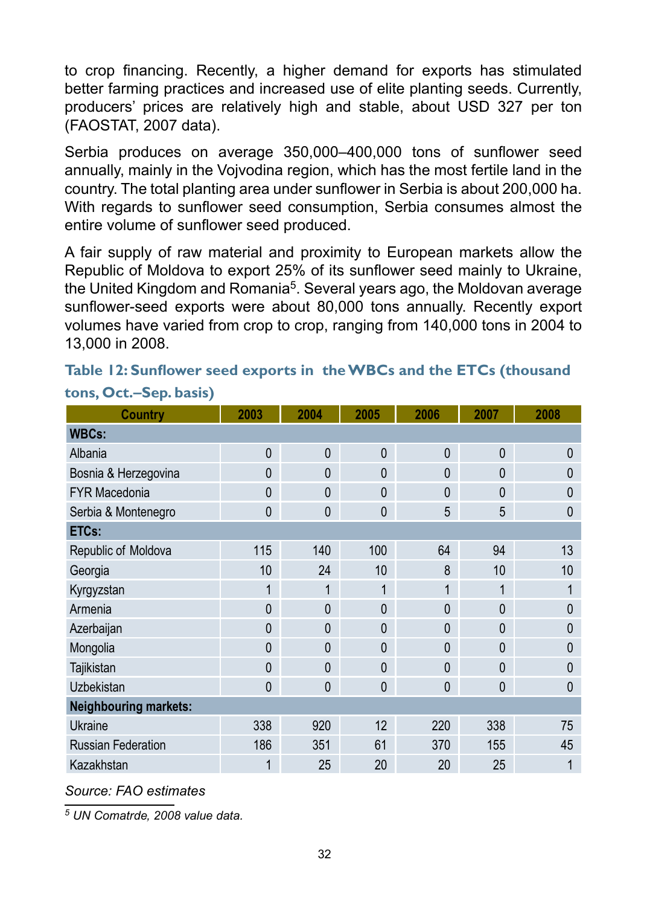to crop financing. Recently, a higher demand for exports has stimulated better farming practices and increased use of elite planting seeds. Currently, producers' prices are relatively high and stable, about USD 327 per ton (FAOSTAT, 2007 data).

Serbia produces on average 350,000–400,000 tons of sunflower seed annually, mainly in the Vojvodina region, which has the most fertile land in the country. The total planting area under sunflower in Serbia is about 200,000 ha. With regards to sunflower seed consumption, Serbia consumes almost the entire volume of sunflower seed produced.

A fair supply of raw material and proximity to European markets allow the Republic of Moldova to export 25% of its sunflower seed mainly to Ukraine, the United Kingdom and Romania[5]. Several years ago, the Moldovan average sunflower-seed exports were about 80,000 tons annually. Recently export volumes have varied from crop to crop, ranging from 140,000 tons in 2004 to 13,000 in 2008.

**Table 12: Sunflower seed exports in the WBCs and the ETCs (thousand tons, Oct.–Sep. basis)**

| Country | 2003 | 2004 | 2005 | 2006 | 2007 | 2008 |
|---|---|---|---|---|---|---|
| **WBCs:** | | | | | | |
| Albania | 0 | 0 | 0 | 0 | 0 | 0 |
| Bosnia & Herzegovina | 0 | 0 | 0 | 0 | 0 | 0 |
| FYR Macedonia | 0 | 0 | 0 | 0 | 0 | 0 |
| Serbia & Montenegro | 0 | 0 | 0 | 5 | 5 | 0 |
| **ETCs:** | | | | | | |
| Republic of Moldova | 115 | 140 | 100 | 64 | 94 | 13 |
| Georgia | 10 | 24 | 10 | 8 | 10 | 10 |
| Kyrgyzstan | 1 | 1 | 1 | 1 | 1 | 1 |
| Armenia | 0 | 0 | 0 | 0 | 0 | 0 |
| Azerbaijan | 0 | 0 | 0 | 0 | 0 | 0 |
| Mongolia | 0 | 0 | 0 | 0 | 0 | 0 |
| Tajikistan | 0 | 0 | 0 | 0 | 0 | 0 |
| Uzbekistan | 0 | 0 | 0 | 0 | 0 | 0 |
| **Neighbouring markets:** | | | | | | |
| Ukraine | 338 | 920 | 12 | 220 | 338 | 75 |
| Russian Federation | 186 | 351 | 61 | 370 | 155 | 45 |
| Kazakhstan | 1 | 25 | 20 | 20 | 25 | 1 |

*Source: FAO estimates*

[5] *UN Comatrde, 2008 value data.*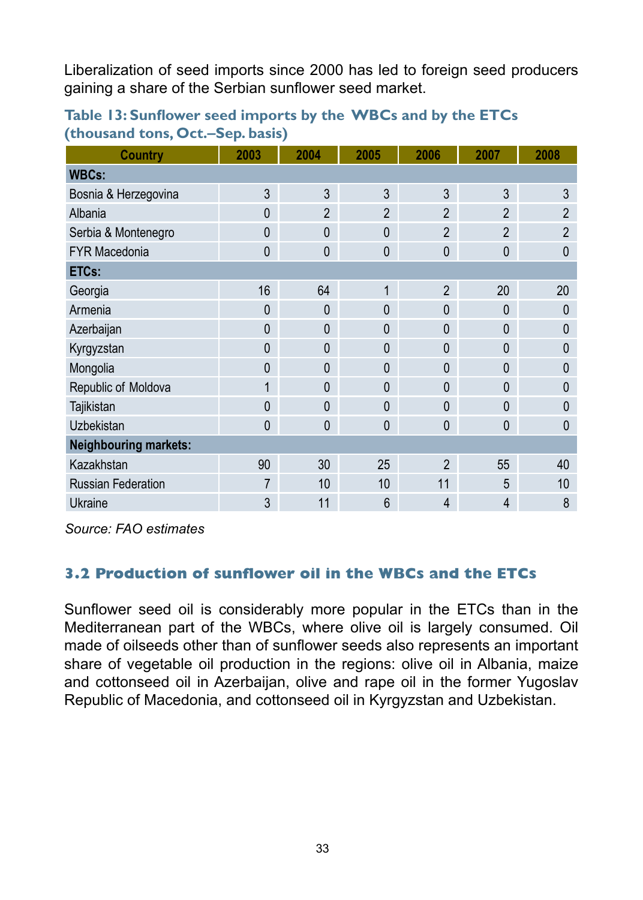Liberalization of seed imports since 2000 has led to foreign seed producers gaining a share of the Serbian sunflower seed market.

**Table 13: Sunflower seed imports by the WBCs and by the ETCs (thousand tons, Oct.–Sep. basis)**

| Country | 2003 | 2004 | 2005 | 2006 | 2007 | 2008 |
|---|---|---|---|---|---|---|
| **WBCs:** | | | | | | |
| Bosnia & Herzegovina | 3 | 3 | 3 | 3 | 3 | 3 |
| Albania | 0 | 2 | 2 | 2 | 2 | 2 |
| Serbia & Montenegro | 0 | 0 | 0 | 2 | 2 | 2 |
| FYR Macedonia | 0 | 0 | 0 | 0 | 0 | 0 |
| **ETCs:** | | | | | | |
| Georgia | 16 | 64 | 1 | 2 | 20 | 20 |
| Armenia | 0 | 0 | 0 | 0 | 0 | 0 |
| Azerbaijan | 0 | 0 | 0 | 0 | 0 | 0 |
| Kyrgyzstan | 0 | 0 | 0 | 0 | 0 | 0 |
| Mongolia | 0 | 0 | 0 | 0 | 0 | 0 |
| Republic of Moldova | 1 | 0 | 0 | 0 | 0 | 0 |
| Tajikistan | 0 | 0 | 0 | 0 | 0 | 0 |
| Uzbekistan | 0 | 0 | 0 | 0 | 0 | 0 |
| **Neighbouring markets:** | | | | | | |
| Kazakhstan | 90 | 30 | 25 | 2 | 55 | 40 |
| Russian Federation | 7 | 10 | 10 | 11 | 5 | 10 |
| Ukraine | 3 | 11 | 6 | 4 | 4 | 8 |

*Source: FAO estimates*

## 3.2 Production of sunflower oil in the WBCs and the ETCs

Sunflower seed oil is considerably more popular in the ETCs than in the Mediterranean part of the WBCs, where olive oil is largely consumed. Oil made of oilseeds other than of sunflower seeds also represents an important share of vegetable oil production in the regions: olive oil in Albania, maize and cottonseed oil in Azerbaijan, olive and rape oil in the former Yugoslav Republic of Macedonia, and cottonseed oil in Kyrgyzstan and Uzbekistan.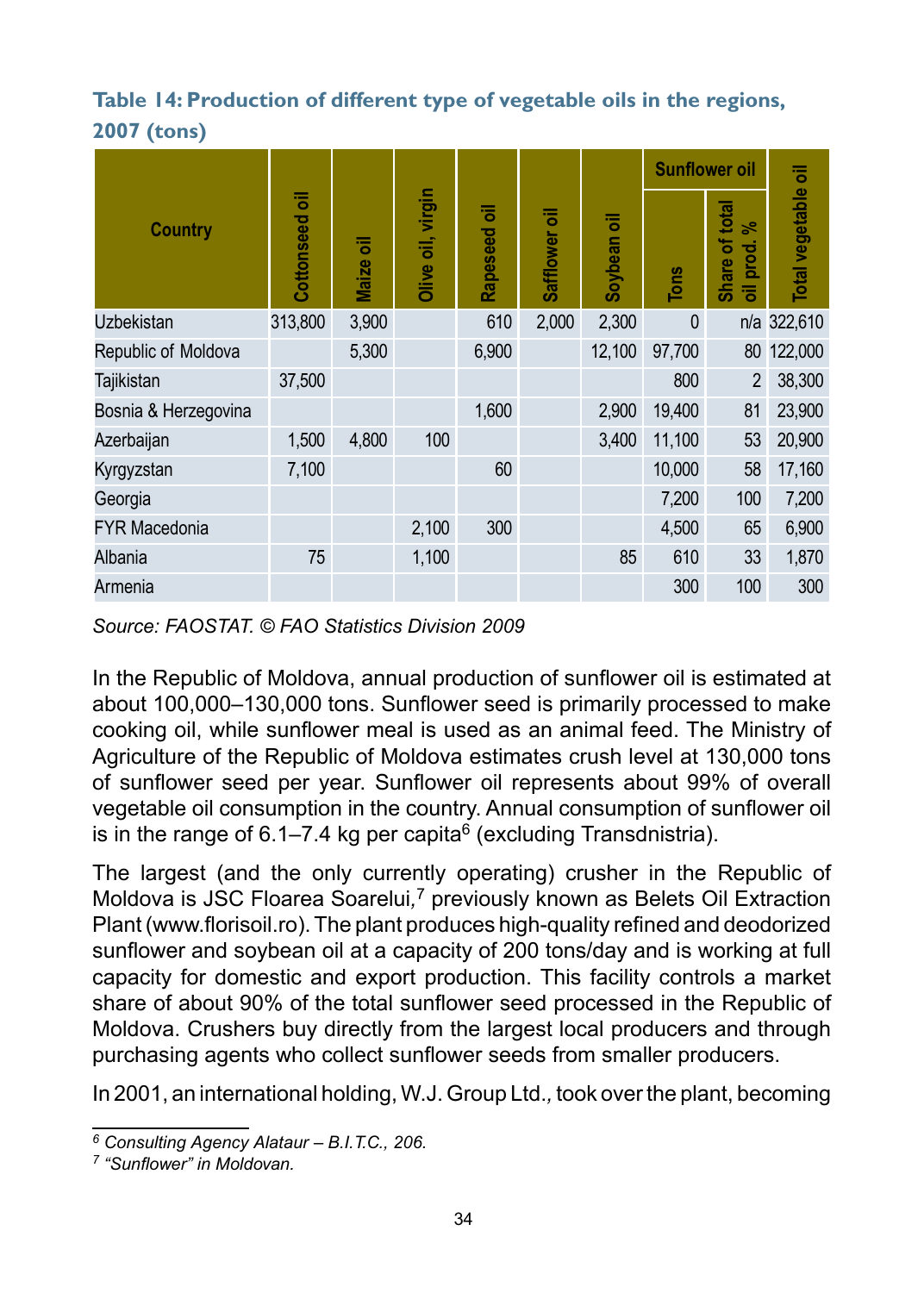**Table 14: Production of different type of vegetable oils in the regions, 2007 (tons)**

| Country | Cottonseed oil | Maize oil | Olive oil, virgin | Rapeseed oil | Safflower oil | Soybean oil | Sunflower oil | | Total vegetable oil |
|---|---|---|---|---|---|---|---|---|---|
| | | | | | | | Tons | Share of total oil prod. % | |
| Uzbekistan | 313,800 | 3,900 | | 610 | 2,000 | 2,300 | 0 | n/a | 322,610 |
| Republic of Moldova | | 5,300 | | 6,900 | | 12,100 | 97,700 | 80 | 122,000 |
| Tajikistan | 37,500 | | | | | | 800 | 2 | 38,300 |
| Bosnia & Herzegovina | | | | 1,600 | | 2,900 | 19,400 | 81 | 23,900 |
| Azerbaijan | 1,500 | 4,800 | 100 | | | 3,400 | 11,100 | 53 | 20,900 |
| Kyrgyzstan | 7,100 | | | 60 | | | 10,000 | 58 | 17,160 |
| Georgia | | | | | | | 7,200 | 100 | 7,200 |
| FYR Macedonia | | | 2,100 | 300 | | | 4,500 | 65 | 6,900 |
| Albania | 75 | | 1,100 | | | 85 | 610 | 33 | 1,870 |
| Armenia | | | | | | | 300 | 100 | 300 |

*Source: FAOSTAT. © FAO Statistics Division 2009*

In the Republic of Moldova, annual production of sunflower oil is estimated at about 100,000–130,000 tons. Sunflower seed is primarily processed to make cooking oil, while sunflower meal is used as an animal feed. The Ministry of Agriculture of the Republic of Moldova estimates crush level at 130,000 tons of sunflower seed per year. Sunflower oil represents about 99% of overall vegetable oil consumption in the country. Annual consumption of sunflower oil is in the range of 6.1–7.4 kg per capita[6] (excluding Transdnistria).

The largest (and the only currently operating) crusher in the Republic of Moldova is JSC Floarea Soarelui,[7] previously known as Belets Oil Extraction Plant (www.florisoil.ro). The plant produces high-quality refined and deodorized sunflower and soybean oil at a capacity of 200 tons/day and is working at full capacity for domestic and export production. This facility controls a market share of about 90% of the total sunflower seed processed in the Republic of Moldova. Crushers buy directly from the largest local producers and through purchasing agents who collect sunflower seeds from smaller producers.

In 2001, an international holding, W.J. Group Ltd., took over the plant, becoming

---

[6] *Consulting Agency Alataur – B.I.T.C., 206.*

[7] *"Sunflower" in Moldovan.*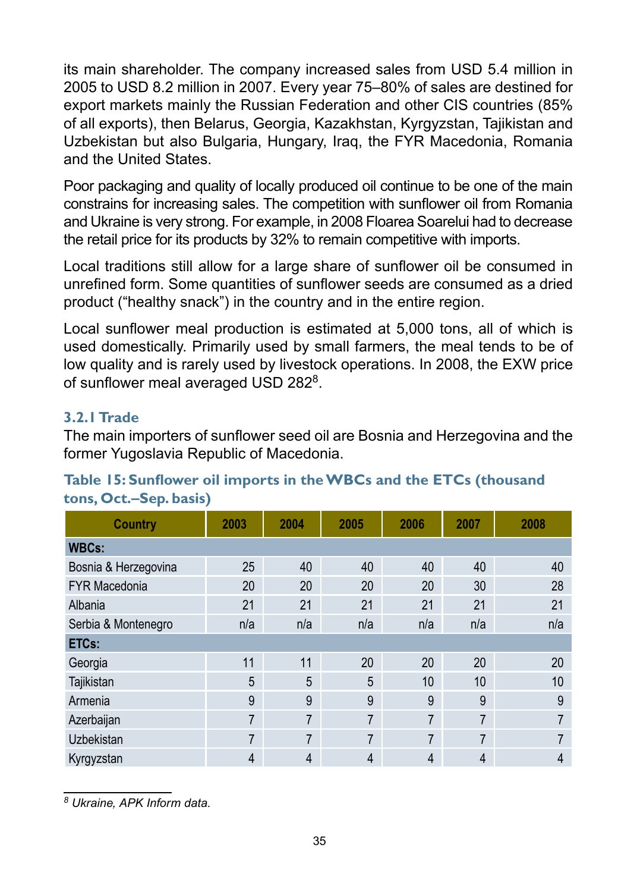its main shareholder. The company increased sales from USD 5.4 million in 2005 to USD 8.2 million in 2007. Every year 75–80% of sales are destined for export markets mainly the Russian Federation and other CIS countries (85% of all exports), then Belarus, Georgia, Kazakhstan, Kyrgyzstan, Tajikistan and Uzbekistan but also Bulgaria, Hungary, Iraq, the FYR Macedonia, Romania and the United States.

Poor packaging and quality of locally produced oil continue to be one of the main constrains for increasing sales. The competition with sunflower oil from Romania and Ukraine is very strong. For example, in 2008 Floarea Soarelui had to decrease the retail price for its products by 32% to remain competitive with imports.

Local traditions still allow for a large share of sunflower oil be consumed in unrefined form. Some quantities of sunflower seeds are consumed as a dried product ("healthy snack") in the country and in the entire region.

Local sunflower meal production is estimated at 5,000 tons, all of which is used domestically. Primarily used by small farmers, the meal tends to be of low quality and is rarely used by livestock operations. In 2008, the EXW price of sunflower meal averaged USD 282[8].

### 3.2.1 Trade

The main importers of sunflower seed oil are Bosnia and Herzegovina and the former Yugoslavia Republic of Macedonia.

**Table 15: Sunflower oil imports in the WBCs and the ETCs (thousand tons, Oct.–Sep. basis)**

| Country | 2003 | 2004 | 2005 | 2006 | 2007 | 2008 |
|---|---|---|---|---|---|---|
| **WBCs:** | | | | | | |
| Bosnia & Herzegovina | 25 | 40 | 40 | 40 | 40 | 40 |
| FYR Macedonia | 20 | 20 | 20 | 20 | 30 | 28 |
| Albania | 21 | 21 | 21 | 21 | 21 | 21 |
| Serbia & Montenegro | n/a | n/a | n/a | n/a | n/a | n/a |
| **ETCs:** | | | | | | |
| Georgia | 11 | 11 | 20 | 20 | 20 | 20 |
| Tajikistan | 5 | 5 | 5 | 10 | 10 | 10 |
| Armenia | 9 | 9 | 9 | 9 | 9 | 9 |
| Azerbaijan | 7 | 7 | 7 | 7 | 7 | 7 |
| Uzbekistan | 7 | 7 | 7 | 7 | 7 | 7 |
| Kyrgyzstan | 4 | 4 | 4 | 4 | 4 | 4 |

[8] *Ukraine, APK Inform data.*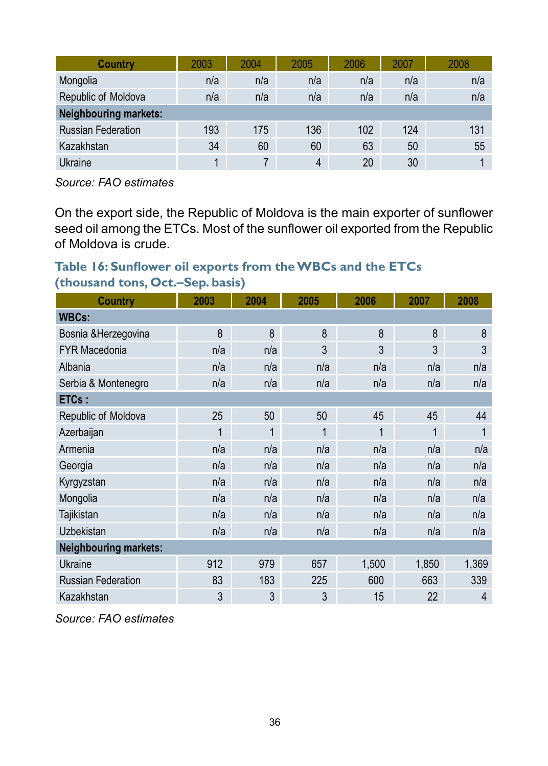| Country | 2003 | 2004 | 2005 | 2006 | 2007 | 2008 |
|---|---|---|---|---|---|---|
| Mongolia | n/a | n/a | n/a | n/a | n/a | n/a |
| Republic of Moldova | n/a | n/a | n/a | n/a | n/a | n/a |
| **Neighbouring markets:** | | | | | | |
| Russian Federation | 193 | 175 | 136 | 102 | 124 | 131 |
| Kazakhstan | 34 | 60 | 60 | 63 | 50 | 55 |
| Ukraine | 1 | 7 | 4 | 20 | 30 | 1 |

*Source: FAO estimates*

On the export side, the Republic of Moldova is the main exporter of sunflower seed oil among the ETCs. Most of the sunflower oil exported from the Republic of Moldova is crude.

### Table 16: Sunflower oil exports from the WBCs and the ETCs (thousand tons, Oct.–Sep. basis)

| Country | 2003 | 2004 | 2005 | 2006 | 2007 | 2008 |
|---|---|---|---|---|---|---|
| **WBCs:** | | | | | | |
| Bosnia &Herzegovina | 8 | 8 | 8 | 8 | 8 | 8 |
| FYR Macedonia | n/a | n/a | 3 | 3 | 3 | 3 |
| Albania | n/a | n/a | n/a | n/a | n/a | n/a |
| Serbia & Montenegro | n/a | n/a | n/a | n/a | n/a | n/a |
| **ETCs :** | | | | | | |
| Republic of Moldova | 25 | 50 | 50 | 45 | 45 | 44 |
| Azerbaijan | 1 | 1 | 1 | 1 | 1 | 1 |
| Armenia | n/a | n/a | n/a | n/a | n/a | n/a |
| Georgia | n/a | n/a | n/a | n/a | n/a | n/a |
| Kyrgyzstan | n/a | n/a | n/a | n/a | n/a | n/a |
| Mongolia | n/a | n/a | n/a | n/a | n/a | n/a |
| Tajikistan | n/a | n/a | n/a | n/a | n/a | n/a |
| Uzbekistan | n/a | n/a | n/a | n/a | n/a | n/a |
| **Neighbouring markets:** | | | | | | |
| Ukraine | 912 | 979 | 657 | 1,500 | 1,850 | 1,369 |
| Russian Federation | 83 | 183 | 225 | 600 | 663 | 339 |
| Kazakhstan | 3 | 3 | 3 | 15 | 22 | 4 |

*Source: FAO estimates*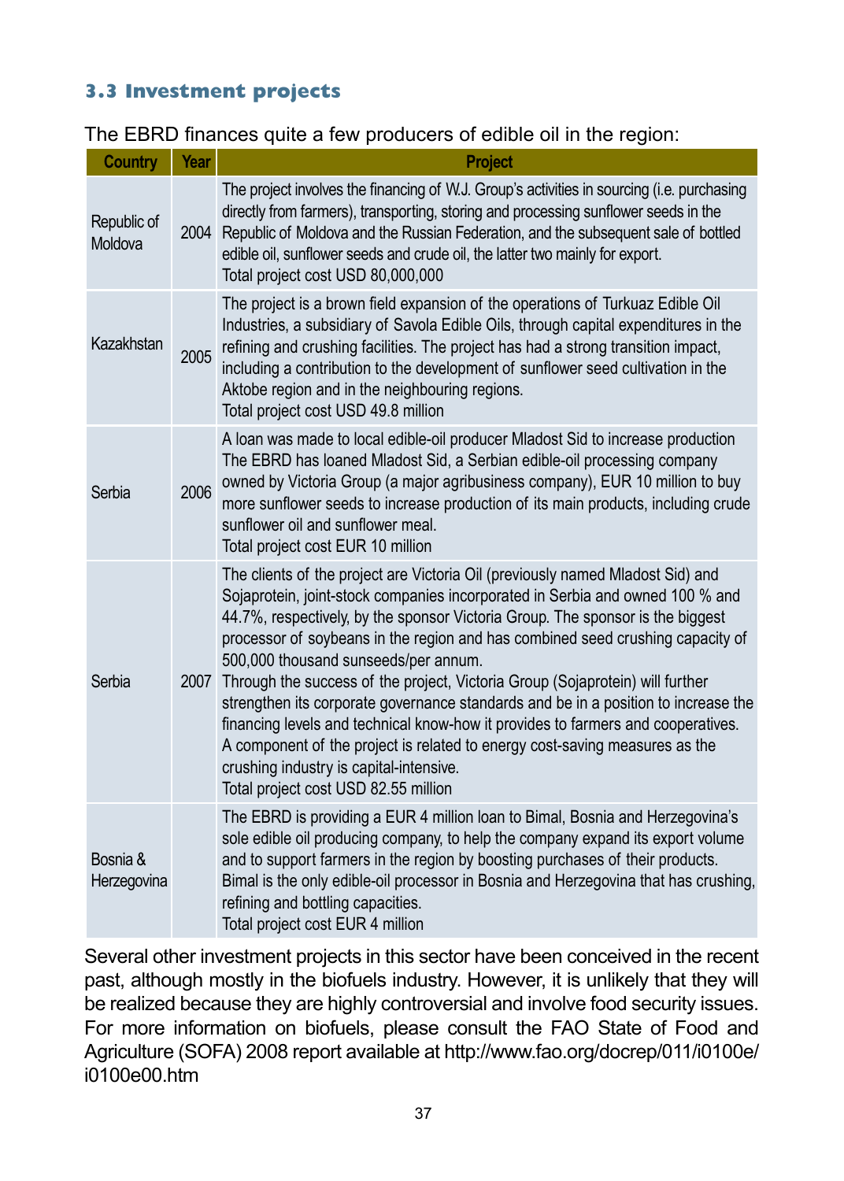### 3.3 Investment projects

The EBRD finances quite a few producers of edible oil in the region:

| Country | Year | Project |
| --- | --- | --- |
| Republic of Moldova | 2004 | The project involves the financing of W.J. Group's activities in sourcing (i.e. purchasing directly from farmers), transporting, storing and processing sunflower seeds in the Republic of Moldova and the Russian Federation, and the subsequent sale of bottled edible oil, sunflower seeds and crude oil, the latter two mainly for export.<br>Total project cost USD 80,000,000 |
| Kazakhstan | 2005 | The project is a brown field expansion of the operations of Turkuaz Edible Oil Industries, a subsidiary of Savola Edible Oils, through capital expenditures in the refining and crushing facilities. The project has had a strong transition impact, including a contribution to the development of sunflower seed cultivation in the Aktobe region and in the neighbouring regions.<br>Total project cost USD 49.8 million |
| Serbia | 2006 | A loan was made to local edible-oil producer Mladost Sid to increase production The EBRD has loaned Mladost Sid, a Serbian edible-oil processing company owned by Victoria Group (a major agribusiness company), EUR 10 million to buy more sunflower seeds to increase production of its main products, including crude sunflower oil and sunflower meal.<br>Total project cost EUR 10 million |
| Serbia | 2007 | The clients of the project are Victoria Oil (previously named Mladost Sid) and Sojaprotein, joint-stock companies incorporated in Serbia and owned 100 % and 44.7%, respectively, by the sponsor Victoria Group. The sponsor is the biggest processor of soybeans in the region and has combined seed crushing capacity of 500,000 thousand sunseeds/per annum.<br>Through the success of the project, Victoria Group (Sojaprotein) will further strengthen its corporate governance standards and be in a position to increase the financing levels and technical know-how it provides to farmers and cooperatives. A component of the project is related to energy cost-saving measures as the crushing industry is capital-intensive.<br>Total project cost USD 82.55 million |
| Bosnia & Herzegovina | | The EBRD is providing a EUR 4 million loan to Bimal, Bosnia and Herzegovina's sole edible oil producing company, to help the company expand its export volume and to support farmers in the region by boosting purchases of their products. Bimal is the only edible-oil processor in Bosnia and Herzegovina that has crushing, refining and bottling capacities.<br>Total project cost EUR 4 million |

Several other investment projects in this sector have been conceived in the recent past, although mostly in the biofuels industry. However, it is unlikely that they will be realized because they are highly controversial and involve food security issues. For more information on biofuels, please consult the FAO State of Food and Agriculture (SOFA) 2008 report available at http://www.fao.org/docrep/011/i0100e/i0100e00.htm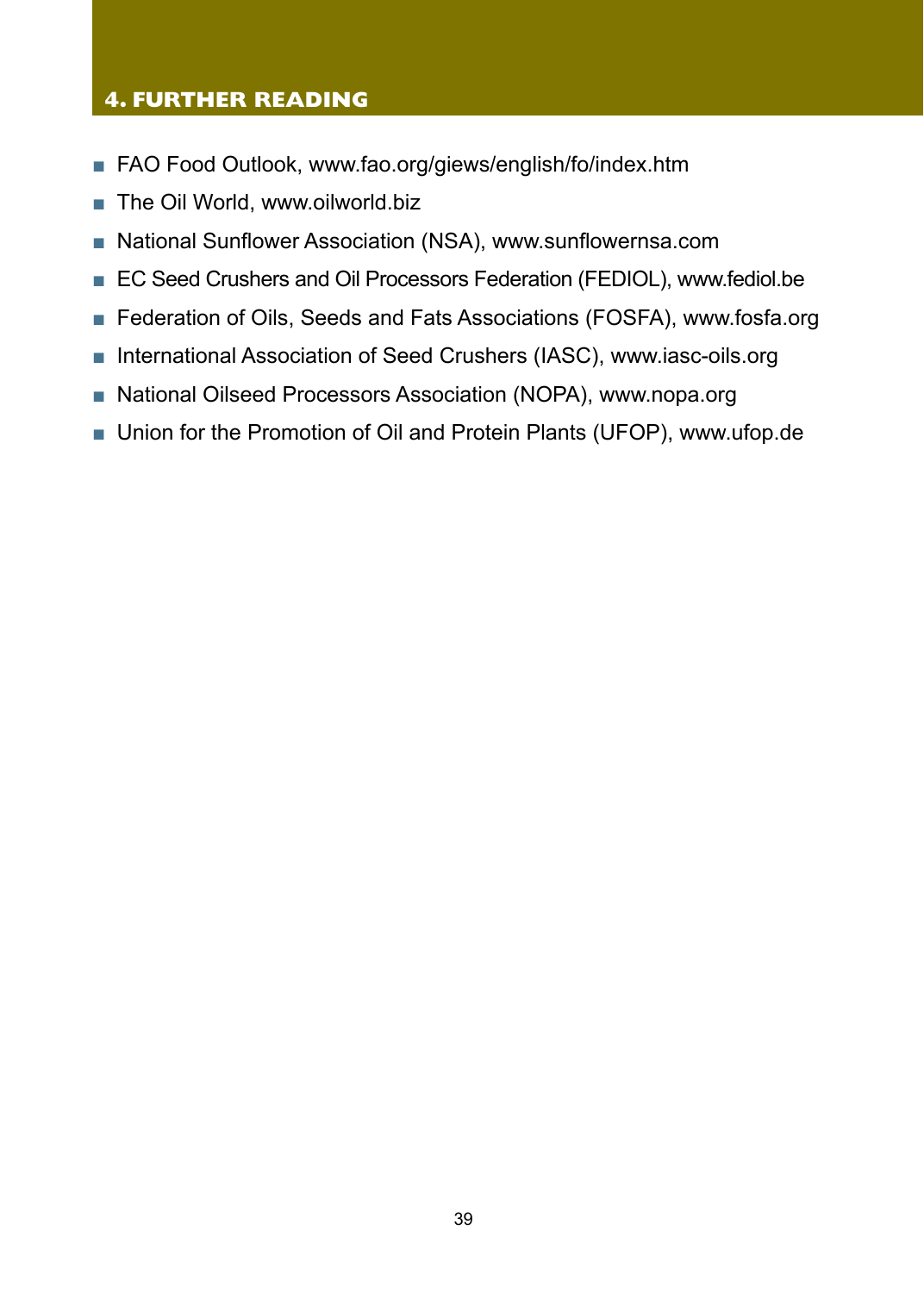# 4. FURTHER READING

- FAO Food Outlook, www.fao.org/giews/english/fo/index.htm
- The Oil World, www.oilworld.biz
- National Sunflower Association (NSA), www.sunflowernsa.com
- EC Seed Crushers and Oil Processors Federation (FEDIOL), www.fediol.be
- Federation of Oils, Seeds and Fats Associations (FOSFA), www.fosfa.org
- International Association of Seed Crushers (IASC), www.iasc-oils.org
- National Oilseed Processors Association (NOPA), www.nopa.org
- Union for the Promotion of Oil and Protein Plants (UFOP), www.ufop.de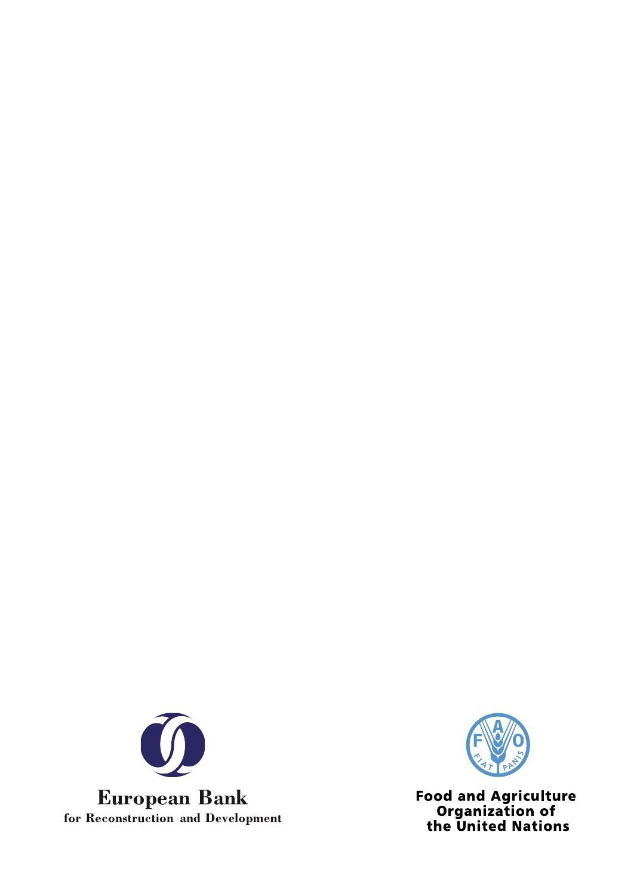European Bank
for Reconstruction and Development

Food and Agriculture
Organization of
the United Nations